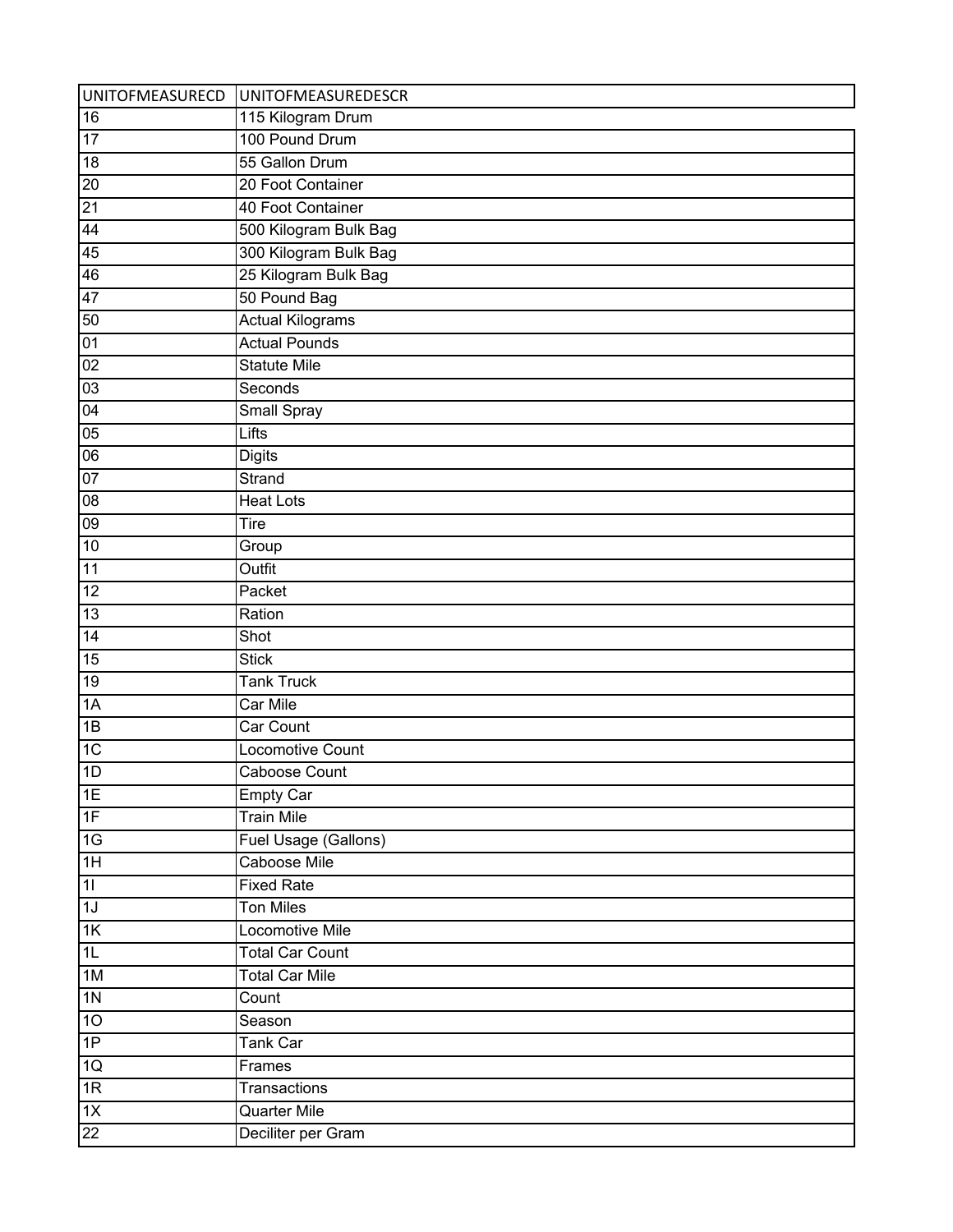| UNITOFMEASURECD | UNITOFMEASUREDESCR |
| --- | --- |
| 16 | 115 Kilogram Drum |
| 17 | 100 Pound Drum |
| 18 | 55 Gallon Drum |
| 20 | 20 Foot Container |
| 21 | 40 Foot Container |
| 44 | 500 Kilogram Bulk Bag |
| 45 | 300 Kilogram Bulk Bag |
| 46 | 25 Kilogram Bulk Bag |
| 47 | 50 Pound Bag |
| 50 | Actual Kilograms |
| 01 | Actual Pounds |
| 02 | Statute Mile |
| 03 | Seconds |
| 04 | Small Spray |
| 05 | Lifts |
| 06 | Digits |
| 07 | Strand |
| 08 | Heat Lots |
| 09 | Tire |
| 10 | Group |
| 11 | Outfit |
| 12 | Packet |
| 13 | Ration |
| 14 | Shot |
| 15 | Stick |
| 19 | Tank Truck |
| 1A | Car Mile |
| 1B | Car Count |
| 1C | Locomotive Count |
| 1D | Caboose Count |
| 1E | Empty Car |
| 1F | Train Mile |
| 1G | Fuel Usage (Gallons) |
| 1H | Caboose Mile |
| 1I | Fixed Rate |
| 1J | Ton Miles |
| 1K | Locomotive Mile |
| 1L | Total Car Count |
| 1M | Total Car Mile |
| 1N | Count |
| 1O | Season |
| 1P | Tank Car |
| 1Q | Frames |
| 1R | Transactions |
| 1X | Quarter Mile |
| 22 | Deciliter per Gram |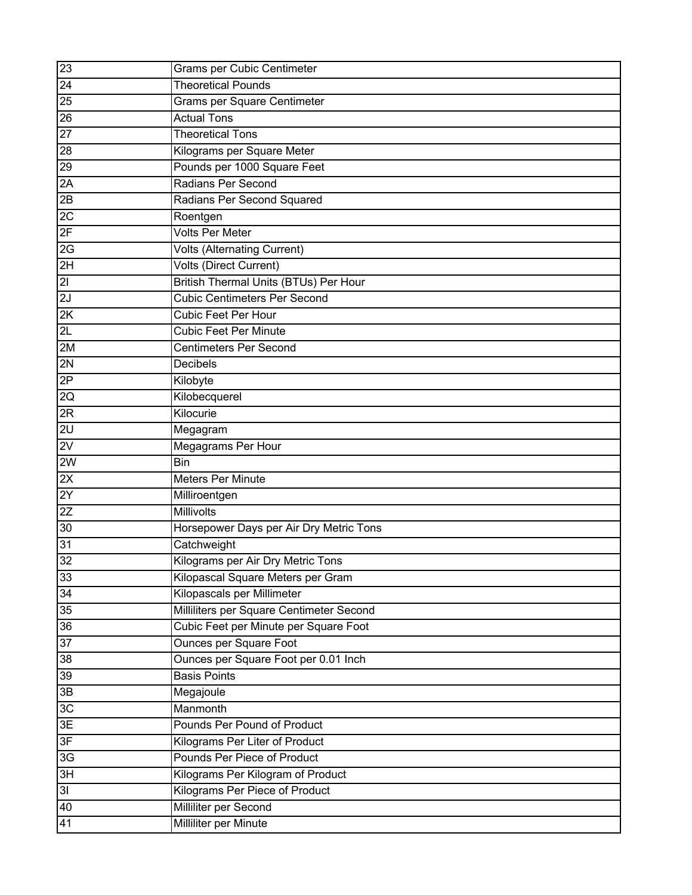| 23 | Grams per Cubic Centimeter |
|---|---|
| 24 | Theoretical Pounds |
| 25 | Grams per Square Centimeter |
| 26 | Actual Tons |
| 27 | Theoretical Tons |
| 28 | Kilograms per Square Meter |
| 29 | Pounds per 1000 Square Feet |
| 2A | Radians Per Second |
| 2B | Radians Per Second Squared |
| 2C | Roentgen |
| 2F | Volts Per Meter |
| 2G | Volts (Alternating Current) |
| 2H | Volts (Direct Current) |
| 2I | British Thermal Units (BTUs) Per Hour |
| 2J | Cubic Centimeters Per Second |
| 2K | Cubic Feet Per Hour |
| 2L | Cubic Feet Per Minute |
| 2M | Centimeters Per Second |
| 2N | Decibels |
| 2P | Kilobyte |
| 2Q | Kilobecquerel |
| 2R | Kilocurie |
| 2U | Megagram |
| 2V | Megagrams Per Hour |
| 2W | Bin |
| 2X | Meters Per Minute |
| 2Y | Milliroentgen |
| 2Z | Millivolts |
| 30 | Horsepower Days per Air Dry Metric Tons |
| 31 | Catchweight |
| 32 | Kilograms per Air Dry Metric Tons |
| 33 | Kilopascal Square Meters per Gram |
| 34 | Kilopascals per Millimeter |
| 35 | Milliliters per Square Centimeter Second |
| 36 | Cubic Feet per Minute per Square Foot |
| 37 | Ounces per Square Foot |
| 38 | Ounces per Square Foot per 0.01 Inch |
| 39 | Basis Points |
| 3B | Megajoule |
| 3C | Manmonth |
| 3E | Pounds Per Pound of Product |
| 3F | Kilograms Per Liter of Product |
| 3G | Pounds Per Piece of Product |
| 3H | Kilograms Per Kilogram of Product |
| 3I | Kilograms Per Piece of Product |
| 40 | Milliliter per Second |
| 41 | Milliliter per Minute |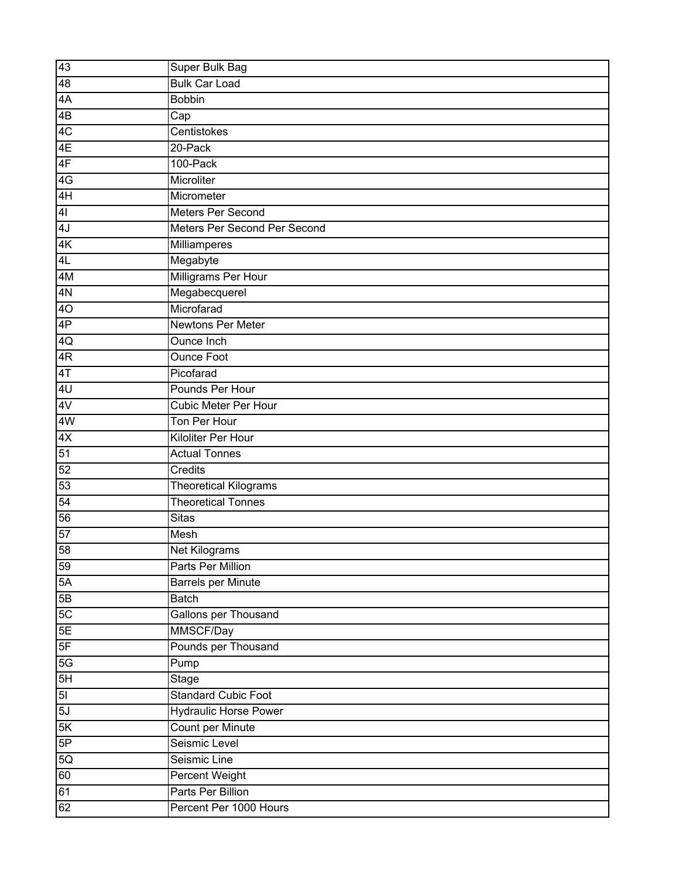| 43 | Super Bulk Bag |
|---|---|
| 48 | Bulk Car Load |
| 4A | Bobbin |
| 4B | Cap |
| 4C | Centistokes |
| 4E | 20-Pack |
| 4F | 100-Pack |
| 4G | Microliter |
| 4H | Micrometer |
| 4I | Meters Per Second |
| 4J | Meters Per Second Per Second |
| 4K | Milliamperes |
| 4L | Megabyte |
| 4M | Milligrams Per Hour |
| 4N | Megabecquerel |
| 4O | Microfarad |
| 4P | Newtons Per Meter |
| 4Q | Ounce Inch |
| 4R | Ounce Foot |
| 4T | Picofarad |
| 4U | Pounds Per Hour |
| 4V | Cubic Meter Per Hour |
| 4W | Ton Per Hour |
| 4X | Kiloliter Per Hour |
| 51 | Actual Tonnes |
| 52 | Credits |
| 53 | Theoretical Kilograms |
| 54 | Theoretical Tonnes |
| 56 | Sitas |
| 57 | Mesh |
| 58 | Net Kilograms |
| 59 | Parts Per Million |
| 5A | Barrels per Minute |
| 5B | Batch |
| 5C | Gallons per Thousand |
| 5E | MMSCF/Day |
| 5F | Pounds per Thousand |
| 5G | Pump |
| 5H | Stage |
| 5I | Standard Cubic Foot |
| 5J | Hydraulic Horse Power |
| 5K | Count per Minute |
| 5P | Seismic Level |
| 5Q | Seismic Line |
| 60 | Percent Weight |
| 61 | Parts Per Billion |
| 62 | Percent Per 1000 Hours |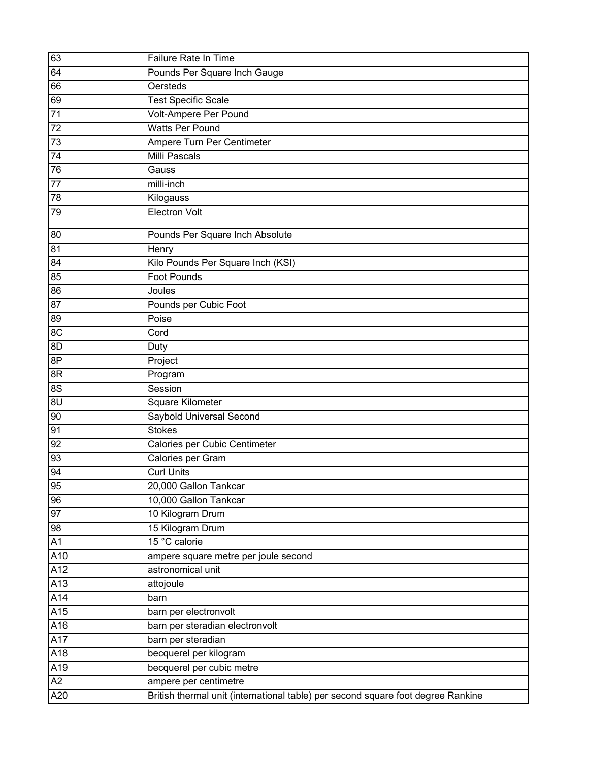| | |
|---|---|
| 63 | Failure Rate In Time |
| 64 | Pounds Per Square Inch Gauge |
| 66 | Oersteds |
| 69 | Test Specific Scale |
| 71 | Volt-Ampere Per Pound |
| 72 | Watts Per Pound |
| 73 | Ampere Turn Per Centimeter |
| 74 | Milli Pascals |
| 76 | Gauss |
| 77 | milli-inch |
| 78 | Kilogauss |
| 79 | Electron Volt |
| 80 | Pounds Per Square Inch Absolute |
| 81 | Henry |
| 84 | Kilo Pounds Per Square Inch (KSI) |
| 85 | Foot Pounds |
| 86 | Joules |
| 87 | Pounds per Cubic Foot |
| 89 | Poise |
| 8C | Cord |
| 8D | Duty |
| 8P | Project |
| 8R | Program |
| 8S | Session |
| 8U | Square Kilometer |
| 90 | Saybold Universal Second |
| 91 | Stokes |
| 92 | Calories per Cubic Centimeter |
| 93 | Calories per Gram |
| 94 | Curl Units |
| 95 | 20,000 Gallon Tankcar |
| 96 | 10,000 Gallon Tankcar |
| 97 | 10 Kilogram Drum |
| 98 | 15 Kilogram Drum |
| A1 | 15 °C calorie |
| A10 | ampere square metre per joule second |
| A12 | astronomical unit |
| A13 | attojoule |
| A14 | barn |
| A15 | barn per electronvolt |
| A16 | barn per steradian electronvolt |
| A17 | barn per steradian |
| A18 | becquerel per kilogram |
| A19 | becquerel per cubic metre |
| A2 | ampere per centimetre |
| A20 | British thermal unit (international table) per second square foot degree Rankine |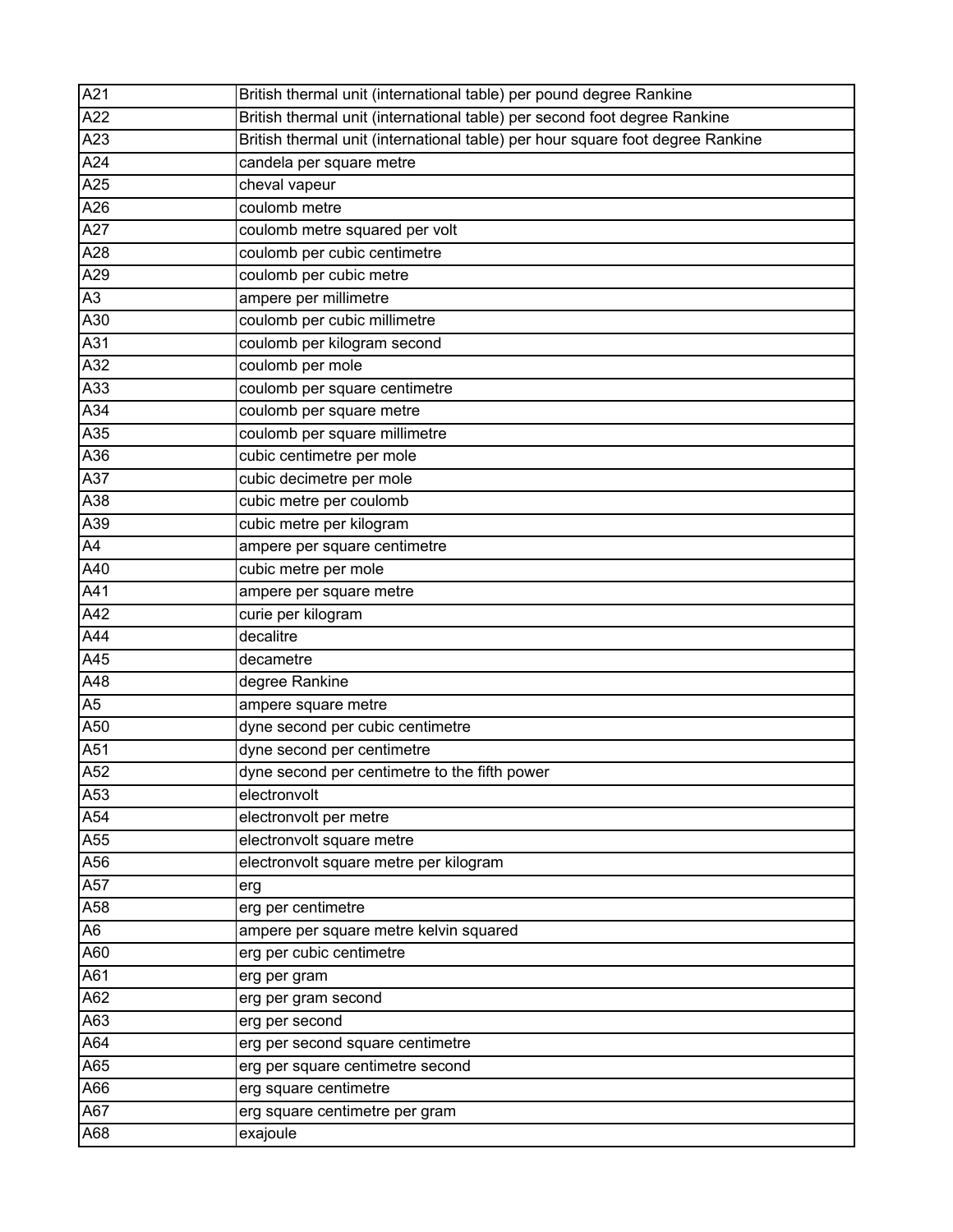| | |
|---|---|
| A21 | British thermal unit (international table) per pound degree Rankine |
| A22 | British thermal unit (international table) per second foot degree Rankine |
| A23 | British thermal unit (international table) per hour square foot degree Rankine |
| A24 | candela per square metre |
| A25 | cheval vapeur |
| A26 | coulomb metre |
| A27 | coulomb metre squared per volt |
| A28 | coulomb per cubic centimetre |
| A29 | coulomb per cubic metre |
| A3 | ampere per millimetre |
| A30 | coulomb per cubic millimetre |
| A31 | coulomb per kilogram second |
| A32 | coulomb per mole |
| A33 | coulomb per square centimetre |
| A34 | coulomb per square metre |
| A35 | coulomb per square millimetre |
| A36 | cubic centimetre per mole |
| A37 | cubic decimetre per mole |
| A38 | cubic metre per coulomb |
| A39 | cubic metre per kilogram |
| A4 | ampere per square centimetre |
| A40 | cubic metre per mole |
| A41 | ampere per square metre |
| A42 | curie per kilogram |
| A44 | decalitre |
| A45 | decametre |
| A48 | degree Rankine |
| A5 | ampere square metre |
| A50 | dyne second per cubic centimetre |
| A51 | dyne second per centimetre |
| A52 | dyne second per centimetre to the fifth power |
| A53 | electronvolt |
| A54 | electronvolt per metre |
| A55 | electronvolt square metre |
| A56 | electronvolt square metre per kilogram |
| A57 | erg |
| A58 | erg per centimetre |
| A6 | ampere per square metre kelvin squared |
| A60 | erg per cubic centimetre |
| A61 | erg per gram |
| A62 | erg per gram second |
| A63 | erg per second |
| A64 | erg per second square centimetre |
| A65 | erg per square centimetre second |
| A66 | erg square centimetre |
| A67 | erg square centimetre per gram |
| A68 | exajoule |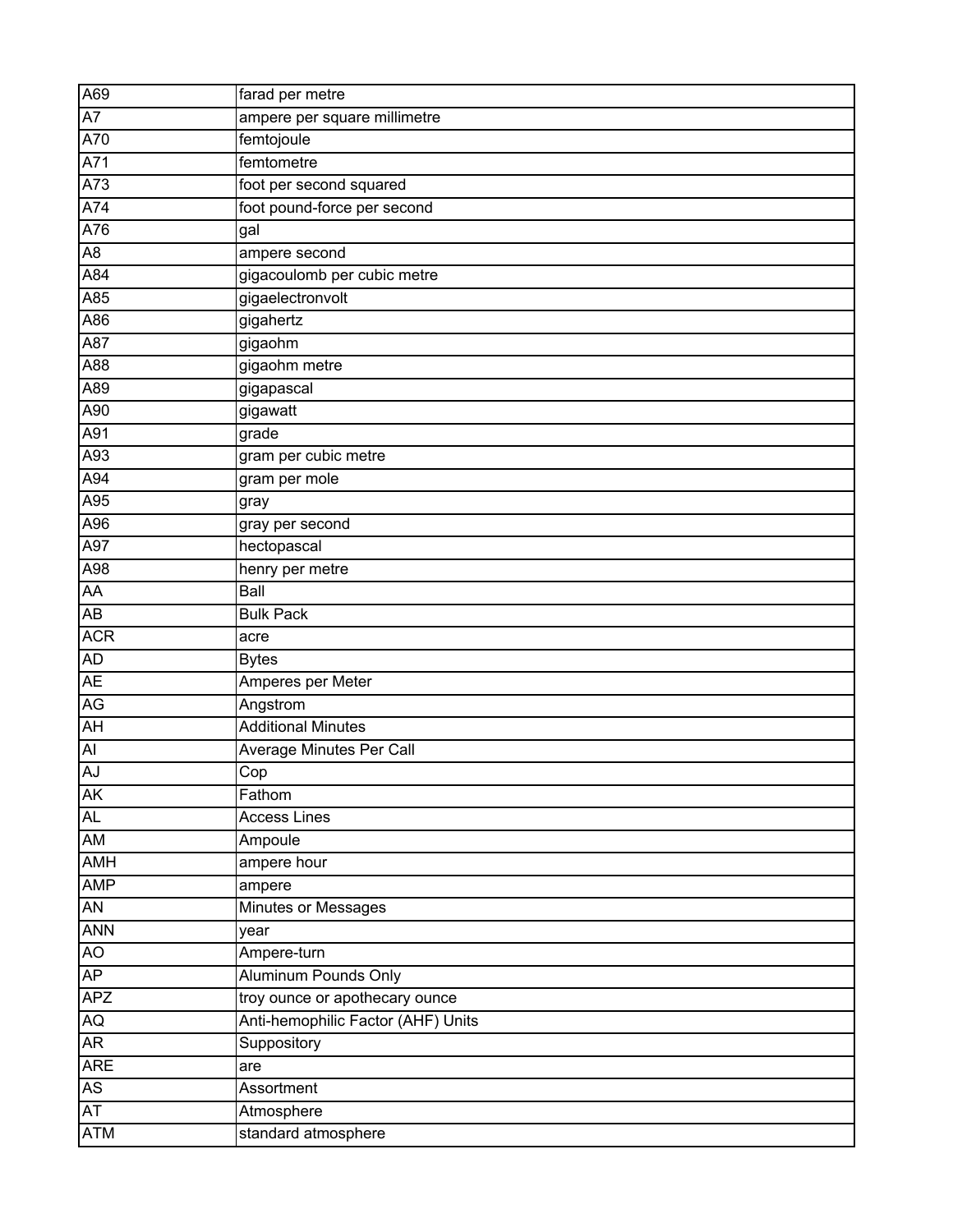| A69 | farad per metre |
|---|---|
| A7 | ampere per square millimetre |
| A70 | femtojoule |
| A71 | femtometre |
| A73 | foot per second squared |
| A74 | foot pound-force per second |
| A76 | gal |
| A8 | ampere second |
| A84 | gigacoulomb per cubic metre |
| A85 | gigaelectronvolt |
| A86 | gigahertz |
| A87 | gigaohm |
| A88 | gigaohm metre |
| A89 | gigapascal |
| A90 | gigawatt |
| A91 | grade |
| A93 | gram per cubic metre |
| A94 | gram per mole |
| A95 | gray |
| A96 | gray per second |
| A97 | hectopascal |
| A98 | henry per metre |
| AA | Ball |
| AB | Bulk Pack |
| ACR | acre |
| AD | Bytes |
| AE | Amperes per Meter |
| AG | Angstrom |
| AH | Additional Minutes |
| AI | Average Minutes Per Call |
| AJ | Cop |
| AK | Fathom |
| AL | Access Lines |
| AM | Ampoule |
| AMH | ampere hour |
| AMP | ampere |
| AN | Minutes or Messages |
| ANN | year |
| AO | Ampere-turn |
| AP | Aluminum Pounds Only |
| APZ | troy ounce or apothecary ounce |
| AQ | Anti-hemophilic Factor (AHF) Units |
| AR | Suppository |
| ARE | are |
| AS | Assortment |
| AT | Atmosphere |
| ATM | standard atmosphere |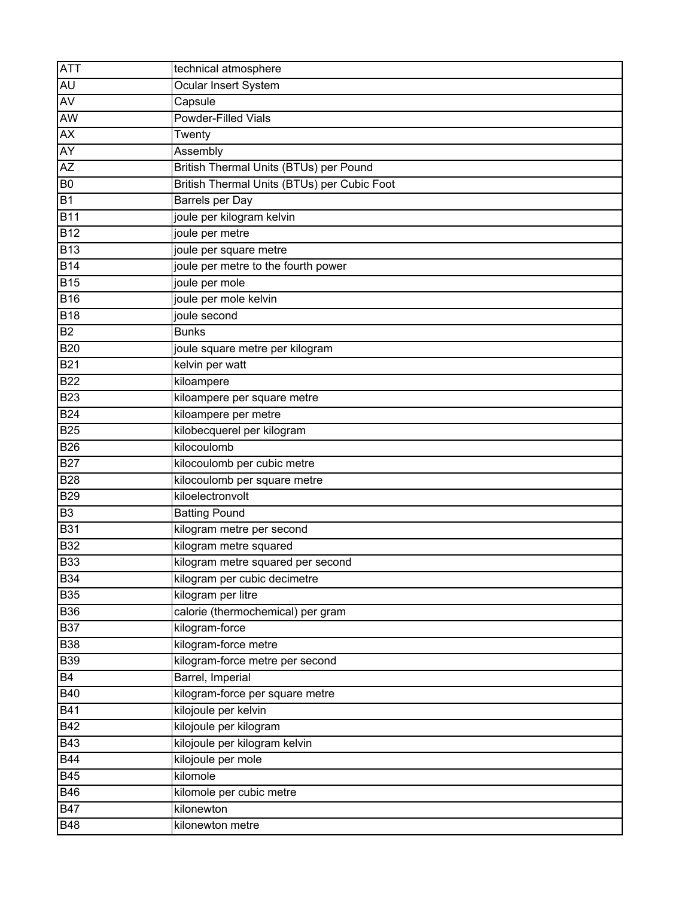| ATT | technical atmosphere |
|---|---|
| AU | Ocular Insert System |
| AV | Capsule |
| AW | Powder-Filled Vials |
| AX | Twenty |
| AY | Assembly |
| AZ | British Thermal Units (BTUs) per Pound |
| B0 | British Thermal Units (BTUs) per Cubic Foot |
| B1 | Barrels per Day |
| B11 | joule per kilogram kelvin |
| B12 | joule per metre |
| B13 | joule per square metre |
| B14 | joule per metre to the fourth power |
| B15 | joule per mole |
| B16 | joule per mole kelvin |
| B18 | joule second |
| B2 | Bunks |
| B20 | joule square metre per kilogram |
| B21 | kelvin per watt |
| B22 | kiloampere |
| B23 | kiloampere per square metre |
| B24 | kiloampere per metre |
| B25 | kilobecquerel per kilogram |
| B26 | kilocoulomb |
| B27 | kilocoulomb per cubic metre |
| B28 | kilocoulomb per square metre |
| B29 | kiloelectronvolt |
| B3 | Batting Pound |
| B31 | kilogram metre per second |
| B32 | kilogram metre squared |
| B33 | kilogram metre squared per second |
| B34 | kilogram per cubic decimetre |
| B35 | kilogram per litre |
| B36 | calorie (thermochemical) per gram |
| B37 | kilogram-force |
| B38 | kilogram-force metre |
| B39 | kilogram-force metre per second |
| B4 | Barrel, Imperial |
| B40 | kilogram-force per square metre |
| B41 | kilojoule per kelvin |
| B42 | kilojoule per kilogram |
| B43 | kilojoule per kilogram kelvin |
| B44 | kilojoule per mole |
| B45 | kilomole |
| B46 | kilomole per cubic metre |
| B47 | kilonewton |
| B48 | kilonewton metre |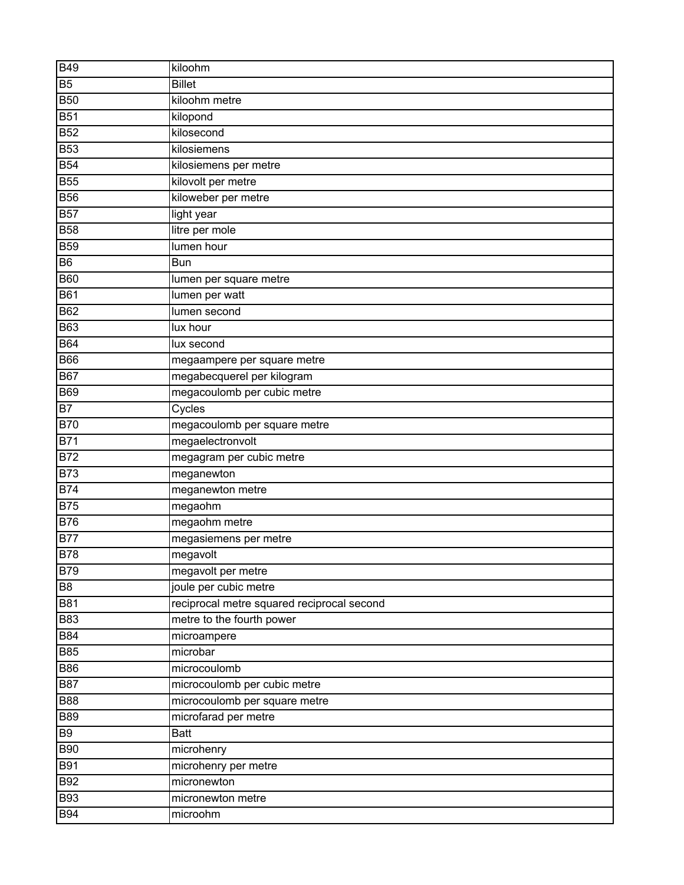| B49 | kiloohm |
|---|---|
| B5 | Billet |
| B50 | kiloohm metre |
| B51 | kilopond |
| B52 | kilosecond |
| B53 | kilosiemens |
| B54 | kilosiemens per metre |
| B55 | kilovolt per metre |
| B56 | kiloweber per metre |
| B57 | light year |
| B58 | litre per mole |
| B59 | lumen hour |
| B6 | Bun |
| B60 | lumen per square metre |
| B61 | lumen per watt |
| B62 | lumen second |
| B63 | lux hour |
| B64 | lux second |
| B66 | megaampere per square metre |
| B67 | megabecquerel per kilogram |
| B69 | megacoulomb per cubic metre |
| B7 | Cycles |
| B70 | megacoulomb per square metre |
| B71 | megaelectronvolt |
| B72 | megagram per cubic metre |
| B73 | meganewton |
| B74 | meganewton metre |
| B75 | megaohm |
| B76 | megaohm metre |
| B77 | megasiemens per metre |
| B78 | megavolt |
| B79 | megavolt per metre |
| B8 | joule per cubic metre |
| B81 | reciprocal metre squared reciprocal second |
| B83 | metre to the fourth power |
| B84 | microampere |
| B85 | microbar |
| B86 | microcoulomb |
| B87 | microcoulomb per cubic metre |
| B88 | microcoulomb per square metre |
| B89 | microfarad per metre |
| B9 | Batt |
| B90 | microhenry |
| B91 | microhenry per metre |
| B92 | micronewton |
| B93 | micronewton metre |
| B94 | microohm |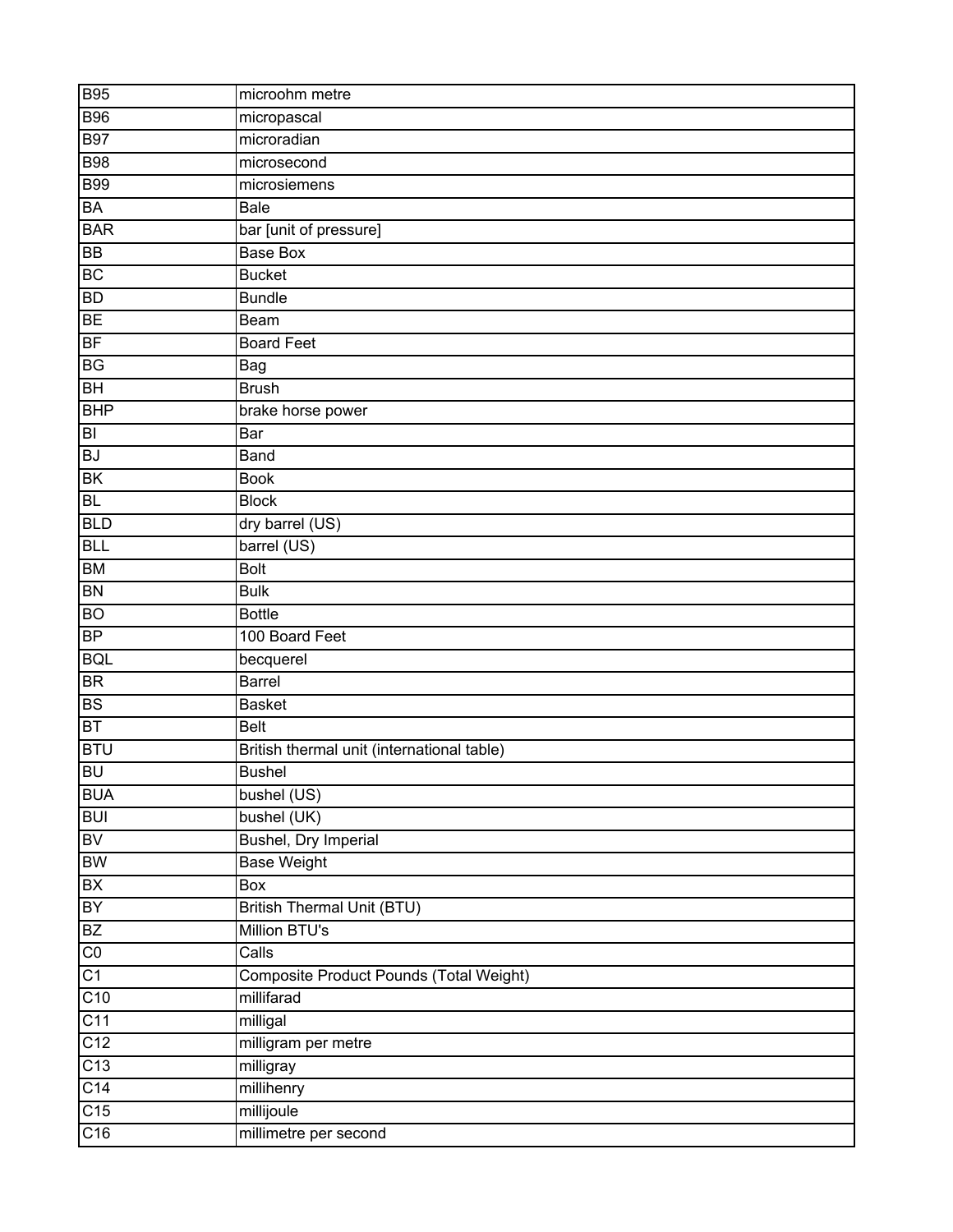| | |
|---|---|
| B95 | microohm metre |
| B96 | micropascal |
| B97 | microradian |
| B98 | microsecond |
| B99 | microsiemens |
| BA | Bale |
| BAR | bar [unit of pressure] |
| BB | Base Box |
| BC | Bucket |
| BD | Bundle |
| BE | Beam |
| BF | Board Feet |
| BG | Bag |
| BH | Brush |
| BHP | brake horse power |
| BI | Bar |
| BJ | Band |
| BK | Book |
| BL | Block |
| BLD | dry barrel (US) |
| BLL | barrel (US) |
| BM | Bolt |
| BN | Bulk |
| BO | Bottle |
| BP | 100 Board Feet |
| BQL | becquerel |
| BR | Barrel |
| BS | Basket |
| BT | Belt |
| BTU | British thermal unit (international table) |
| BU | Bushel |
| BUA | bushel (US) |
| BUI | bushel (UK) |
| BV | Bushel, Dry Imperial |
| BW | Base Weight |
| BX | Box |
| BY | British Thermal Unit (BTU) |
| BZ | Million BTU's |
| C0 | Calls |
| C1 | Composite Product Pounds (Total Weight) |
| C10 | millifarad |
| C11 | milligal |
| C12 | milligram per metre |
| C13 | milligray |
| C14 | millihenry |
| C15 | millijoule |
| C16 | millimetre per second |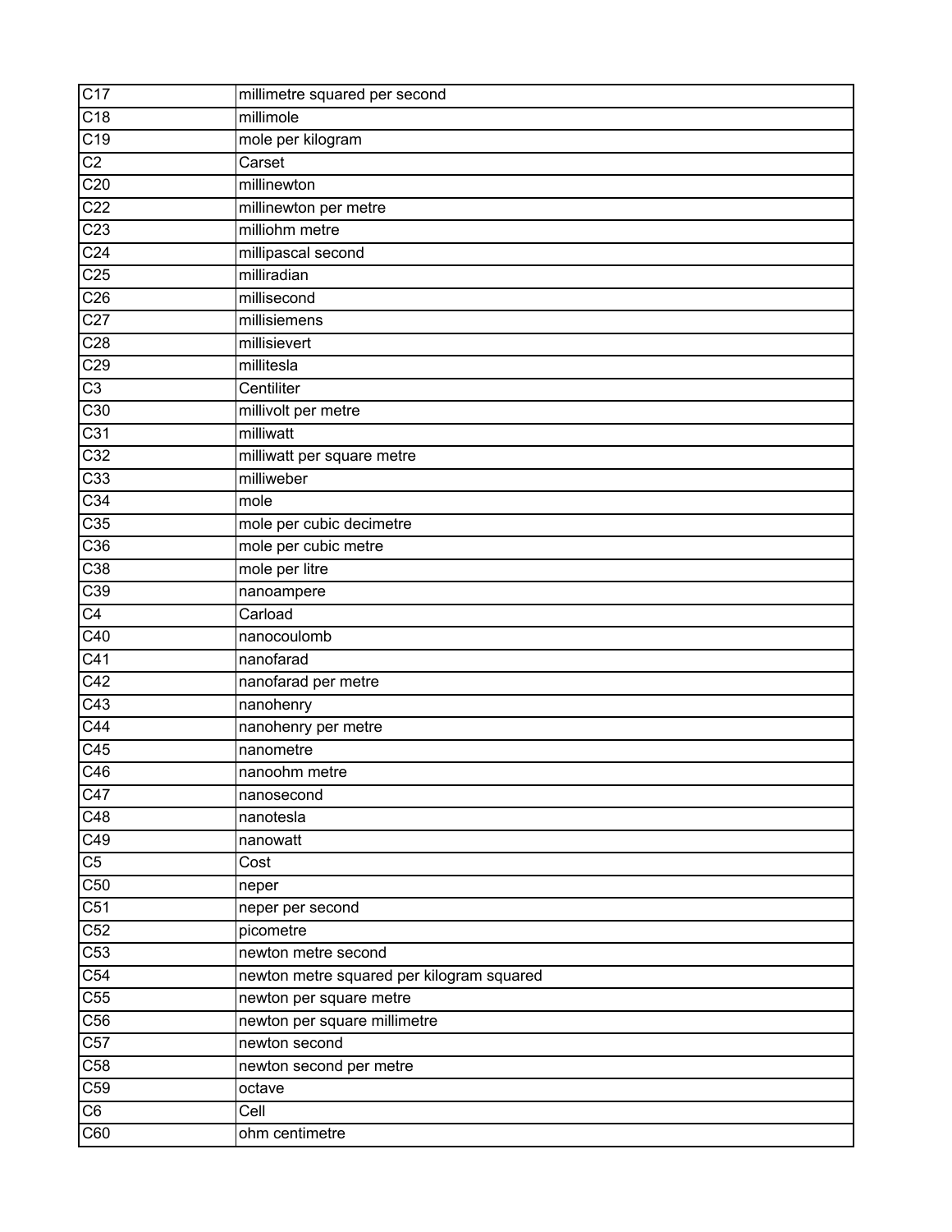| C17 | millimetre squared per second |
|---|---|
| C18 | millimole |
| C19 | mole per kilogram |
| C2 | Carset |
| C20 | millinewton |
| C22 | millinewton per metre |
| C23 | milliohm metre |
| C24 | millipascal second |
| C25 | milliradian |
| C26 | millisecond |
| C27 | millisiemens |
| C28 | millisievert |
| C29 | millitesla |
| C3 | Centiliter |
| C30 | millivolt per metre |
| C31 | milliwatt |
| C32 | milliwatt per square metre |
| C33 | milliweber |
| C34 | mole |
| C35 | mole per cubic decimetre |
| C36 | mole per cubic metre |
| C38 | mole per litre |
| C39 | nanoampere |
| C4 | Carload |
| C40 | nanocoulomb |
| C41 | nanofarad |
| C42 | nanofarad per metre |
| C43 | nanohenry |
| C44 | nanohenry per metre |
| C45 | nanometre |
| C46 | nanoohm metre |
| C47 | nanosecond |
| C48 | nanotesla |
| C49 | nanowatt |
| C5 | Cost |
| C50 | neper |
| C51 | neper per second |
| C52 | picometre |
| C53 | newton metre second |
| C54 | newton metre squared per kilogram squared |
| C55 | newton per square metre |
| C56 | newton per square millimetre |
| C57 | newton second |
| C58 | newton second per metre |
| C59 | octave |
| C6 | Cell |
| C60 | ohm centimetre |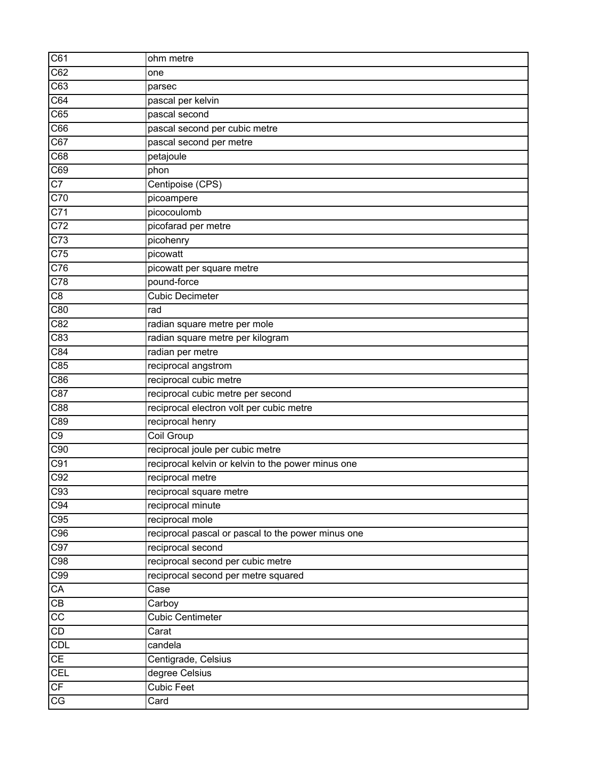| | |
|---|---|
| C61 | ohm metre |
| C62 | one |
| C63 | parsec |
| C64 | pascal per kelvin |
| C65 | pascal second |
| C66 | pascal second per cubic metre |
| C67 | pascal second per metre |
| C68 | petajoule |
| C69 | phon |
| C7 | Centipoise (CPS) |
| C70 | picoampere |
| C71 | picocoulomb |
| C72 | picofarad per metre |
| C73 | picohenry |
| C75 | picowatt |
| C76 | picowatt per square metre |
| C78 | pound-force |
| C8 | Cubic Decimeter |
| C80 | rad |
| C82 | radian square metre per mole |
| C83 | radian square metre per kilogram |
| C84 | radian per metre |
| C85 | reciprocal angstrom |
| C86 | reciprocal cubic metre |
| C87 | reciprocal cubic metre per second |
| C88 | reciprocal electron volt per cubic metre |
| C89 | reciprocal henry |
| C9 | Coil Group |
| C90 | reciprocal joule per cubic metre |
| C91 | reciprocal kelvin or kelvin to the power minus one |
| C92 | reciprocal metre |
| C93 | reciprocal square metre |
| C94 | reciprocal minute |
| C95 | reciprocal mole |
| C96 | reciprocal pascal or pascal to the power minus one |
| C97 | reciprocal second |
| C98 | reciprocal second per cubic metre |
| C99 | reciprocal second per metre squared |
| CA | Case |
| CB | Carboy |
| CC | Cubic Centimeter |
| CD | Carat |
| CDL | candela |
| CE | Centigrade, Celsius |
| CEL | degree Celsius |
| CF | Cubic Feet |
| CG | Card |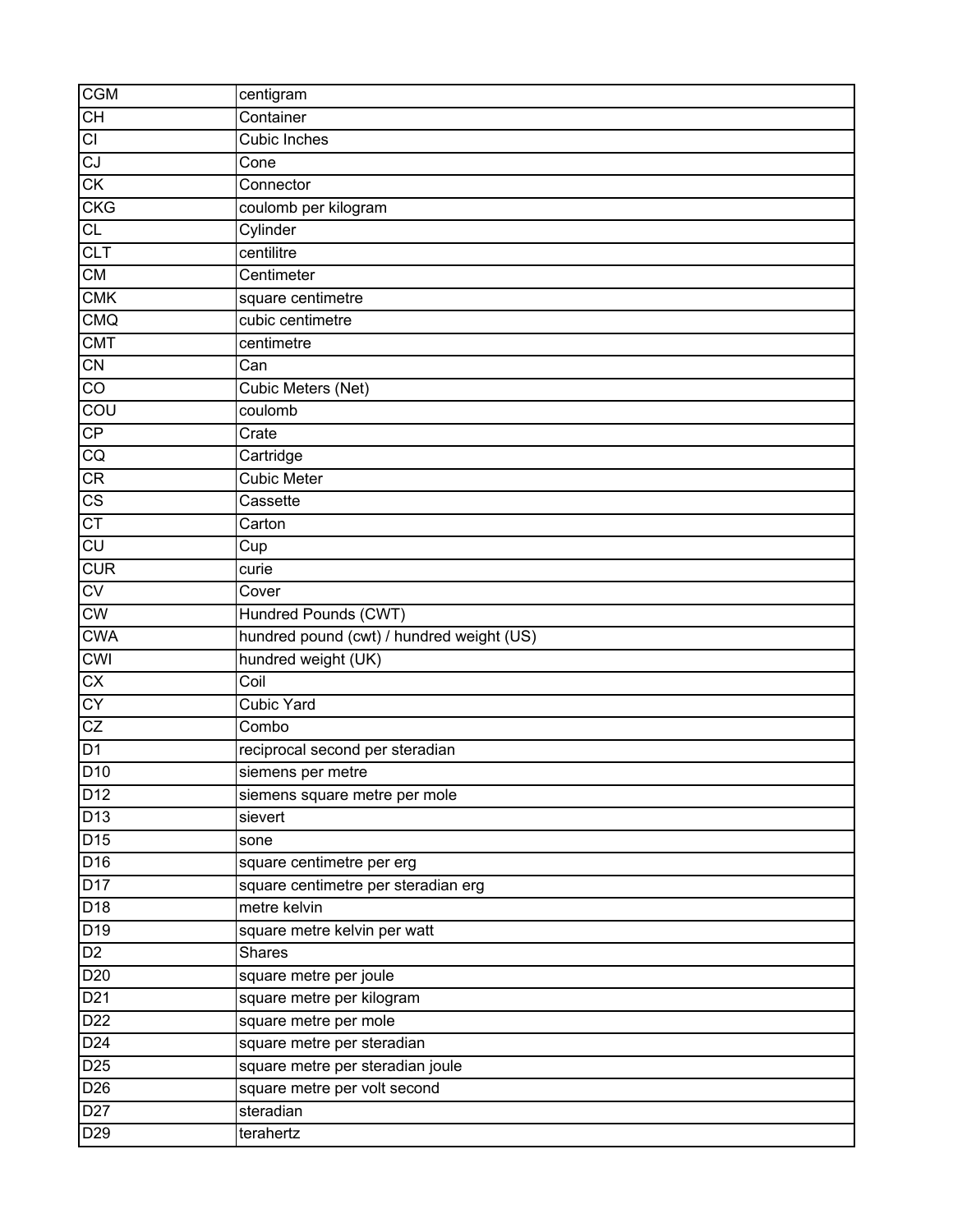| CGM | centigram |
|---|---|
| CH | Container |
| CI | Cubic Inches |
| CJ | Cone |
| CK | Connector |
| CKG | coulomb per kilogram |
| CL | Cylinder |
| CLT | centilitre |
| CM | Centimeter |
| CMK | square centimetre |
| CMQ | cubic centimetre |
| CMT | centimetre |
| CN | Can |
| CO | Cubic Meters (Net) |
| COU | coulomb |
| CP | Crate |
| CQ | Cartridge |
| CR | Cubic Meter |
| CS | Cassette |
| CT | Carton |
| CU | Cup |
| CUR | curie |
| CV | Cover |
| CW | Hundred Pounds (CWT) |
| CWA | hundred pound (cwt) / hundred weight (US) |
| CWI | hundred weight (UK) |
| CX | Coil |
| CY | Cubic Yard |
| CZ | Combo |
| D1 | reciprocal second per steradian |
| D10 | siemens per metre |
| D12 | siemens square metre per mole |
| D13 | sievert |
| D15 | sone |
| D16 | square centimetre per erg |
| D17 | square centimetre per steradian erg |
| D18 | metre kelvin |
| D19 | square metre kelvin per watt |
| D2 | Shares |
| D20 | square metre per joule |
| D21 | square metre per kilogram |
| D22 | square metre per mole |
| D24 | square metre per steradian |
| D25 | square metre per steradian joule |
| D26 | square metre per volt second |
| D27 | steradian |
| D29 | terahertz |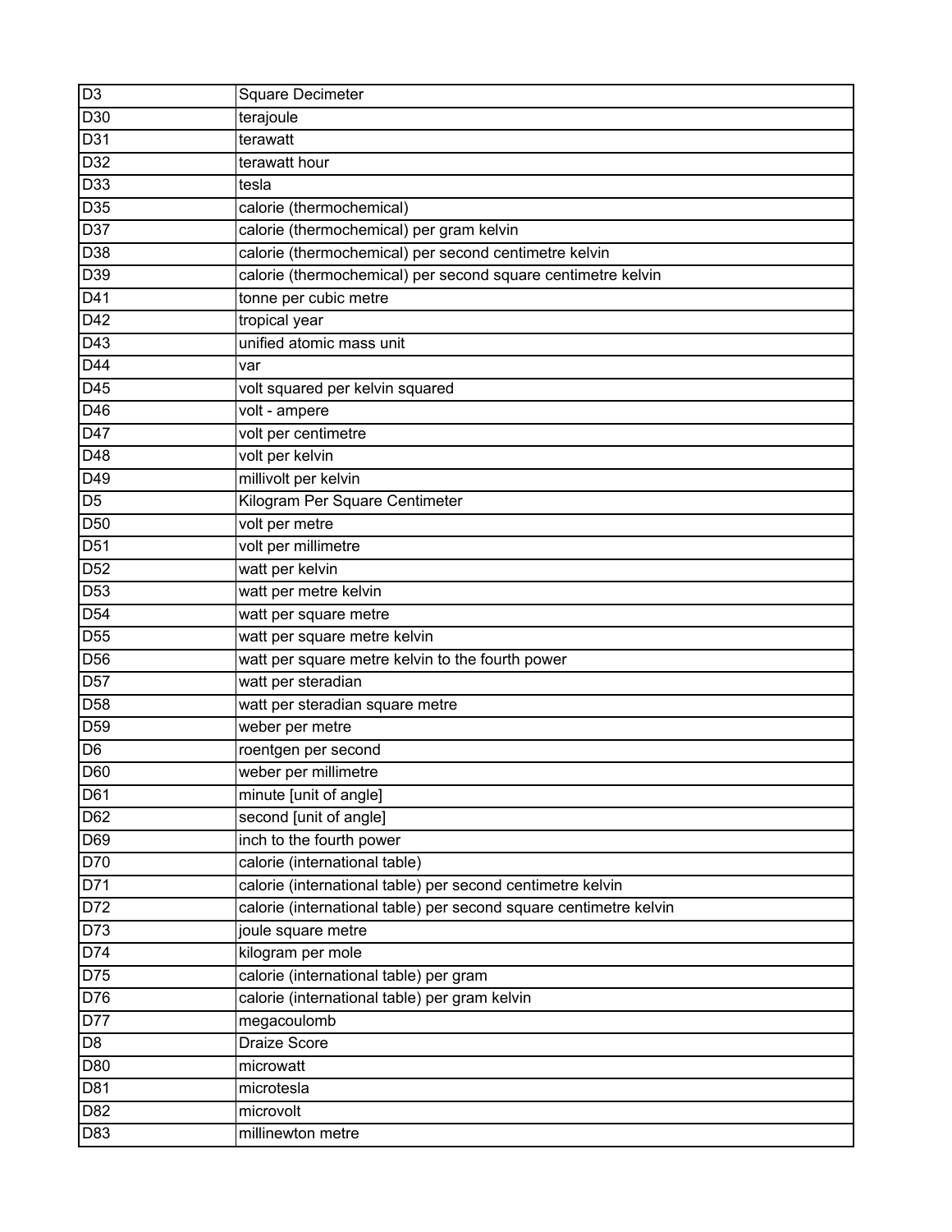| D3 | Square Decimeter |
|---|---|
| D30 | terajoule |
| D31 | terawatt |
| D32 | terawatt hour |
| D33 | tesla |
| D35 | calorie (thermochemical) |
| D37 | calorie (thermochemical) per gram kelvin |
| D38 | calorie (thermochemical) per second centimetre kelvin |
| D39 | calorie (thermochemical) per second square centimetre kelvin |
| D41 | tonne per cubic metre |
| D42 | tropical year |
| D43 | unified atomic mass unit |
| D44 | var |
| D45 | volt squared per kelvin squared |
| D46 | volt - ampere |
| D47 | volt per centimetre |
| D48 | volt per kelvin |
| D49 | millivolt per kelvin |
| D5 | Kilogram Per Square Centimeter |
| D50 | volt per metre |
| D51 | volt per millimetre |
| D52 | watt per kelvin |
| D53 | watt per metre kelvin |
| D54 | watt per square metre |
| D55 | watt per square metre kelvin |
| D56 | watt per square metre kelvin to the fourth power |
| D57 | watt per steradian |
| D58 | watt per steradian square metre |
| D59 | weber per metre |
| D6 | roentgen per second |
| D60 | weber per millimetre |
| D61 | minute [unit of angle] |
| D62 | second [unit of angle] |
| D69 | inch to the fourth power |
| D70 | calorie (international table) |
| D71 | calorie (international table) per second centimetre kelvin |
| D72 | calorie (international table) per second square centimetre kelvin |
| D73 | joule square metre |
| D74 | kilogram per mole |
| D75 | calorie (international table) per gram |
| D76 | calorie (international table) per gram kelvin |
| D77 | megacoulomb |
| D8 | Draize Score |
| D80 | microwatt |
| D81 | microtesla |
| D82 | microvolt |
| D83 | millinewton metre |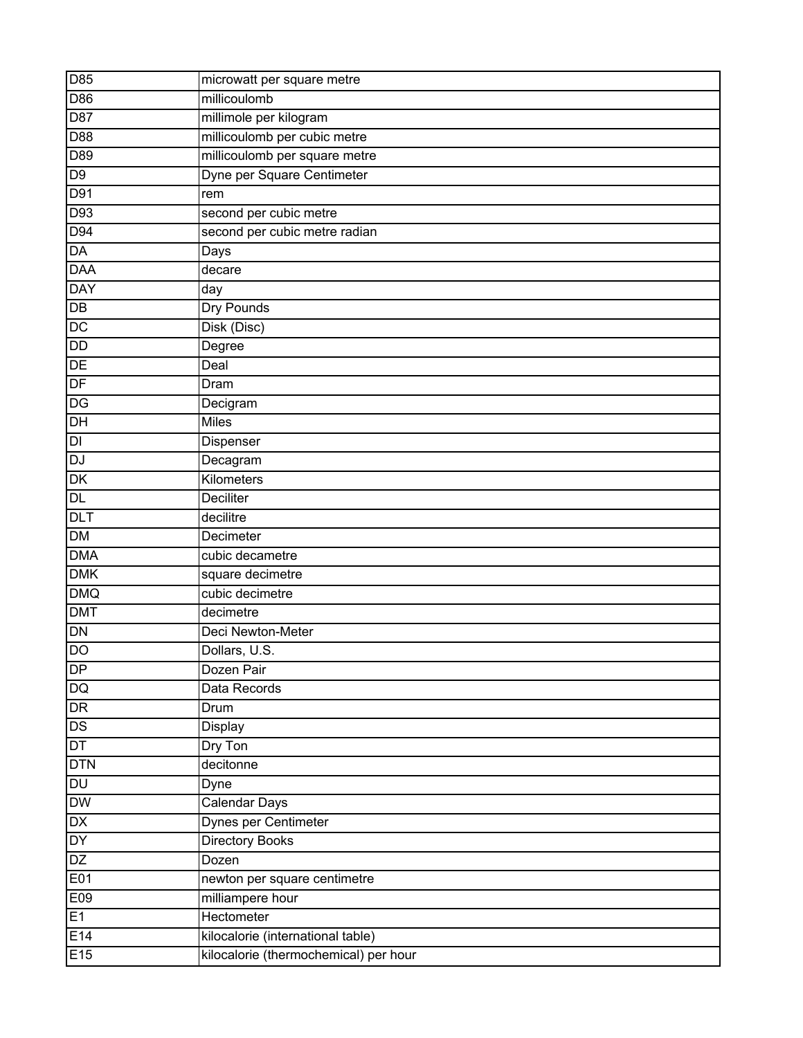| D85 | microwatt per square metre |
|---|---|
| D86 | millicoulomb |
| D87 | millimole per kilogram |
| D88 | millicoulomb per cubic metre |
| D89 | millicoulomb per square metre |
| D9 | Dyne per Square Centimeter |
| D91 | rem |
| D93 | second per cubic metre |
| D94 | second per cubic metre radian |
| DA | Days |
| DAA | decare |
| DAY | day |
| DB | Dry Pounds |
| DC | Disk (Disc) |
| DD | Degree |
| DE | Deal |
| DF | Dram |
| DG | Decigram |
| DH | Miles |
| DI | Dispenser |
| DJ | Decagram |
| DK | Kilometers |
| DL | Deciliter |
| DLT | decilitre |
| DM | Decimeter |
| DMA | cubic decametre |
| DMK | square decimetre |
| DMQ | cubic decimetre |
| DMT | decimetre |
| DN | Deci Newton-Meter |
| DO | Dollars, U.S. |
| DP | Dozen Pair |
| DQ | Data Records |
| DR | Drum |
| DS | Display |
| DT | Dry Ton |
| DTN | decitonne |
| DU | Dyne |
| DW | Calendar Days |
| DX | Dynes per Centimeter |
| DY | Directory Books |
| DZ | Dozen |
| E01 | newton per square centimetre |
| E09 | milliampere hour |
| E1 | Hectometer |
| E14 | kilocalorie (international table) |
| E15 | kilocalorie (thermochemical) per hour |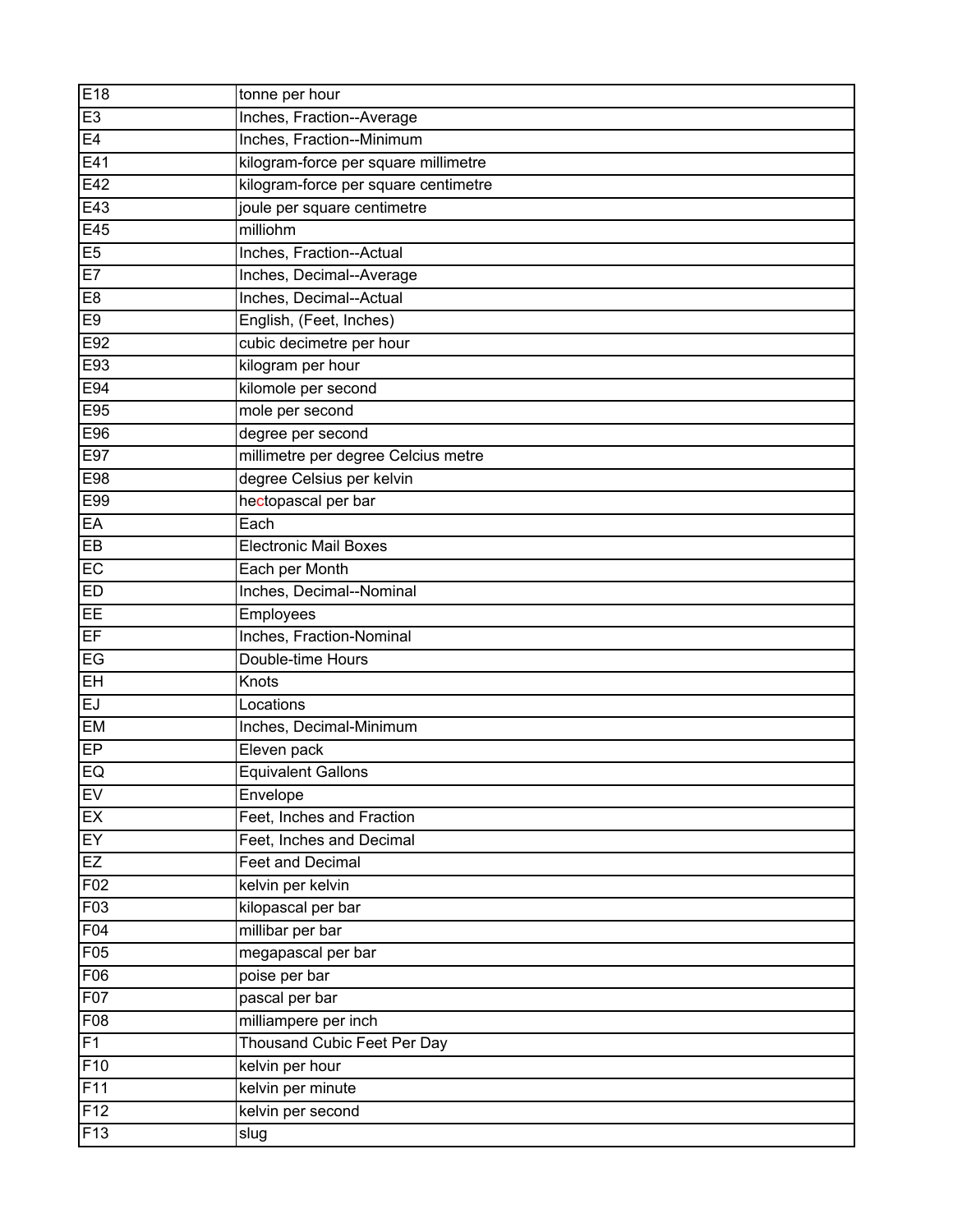| E18 | tonne per hour |
|---|---|
| E3 | Inches, Fraction--Average |
| E4 | Inches, Fraction--Minimum |
| E41 | kilogram-force per square millimetre |
| E42 | kilogram-force per square centimetre |
| E43 | joule per square centimetre |
| E45 | milliohm |
| E5 | Inches, Fraction--Actual |
| E7 | Inches, Decimal--Average |
| E8 | Inches, Decimal--Actual |
| E9 | English, (Feet, Inches) |
| E92 | cubic decimetre per hour |
| E93 | kilogram per hour |
| E94 | kilomole per second |
| E95 | mole per second |
| E96 | degree per second |
| E97 | millimetre per degree Celcius metre |
| E98 | degree Celsius per kelvin |
| E99 | hectopascal per bar |
| EA | Each |
| EB | Electronic Mail Boxes |
| EC | Each per Month |
| ED | Inches, Decimal--Nominal |
| EE | Employees |
| EF | Inches, Fraction-Nominal |
| EG | Double-time Hours |
| EH | Knots |
| EJ | Locations |
| EM | Inches, Decimal-Minimum |
| EP | Eleven pack |
| EQ | Equivalent Gallons |
| EV | Envelope |
| EX | Feet, Inches and Fraction |
| EY | Feet, Inches and Decimal |
| EZ | Feet and Decimal |
| F02 | kelvin per kelvin |
| F03 | kilopascal per bar |
| F04 | millibar per bar |
| F05 | megapascal per bar |
| F06 | poise per bar |
| F07 | pascal per bar |
| F08 | milliampere per inch |
| F1 | Thousand Cubic Feet Per Day |
| F10 | kelvin per hour |
| F11 | kelvin per minute |
| F12 | kelvin per second |
| F13 | slug |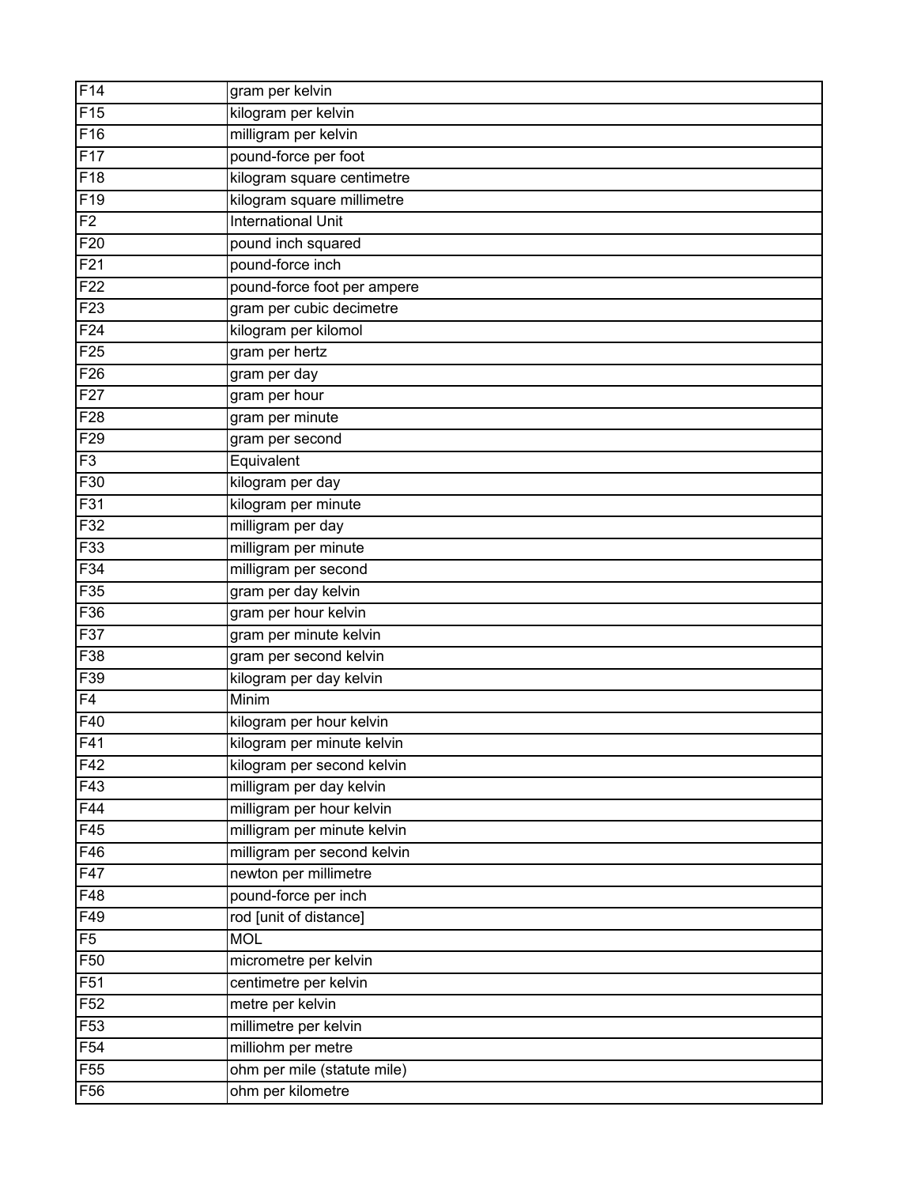| | |
|---|---|
| F14 | gram per kelvin |
| F15 | kilogram per kelvin |
| F16 | milligram per kelvin |
| F17 | pound-force per foot |
| F18 | kilogram square centimetre |
| F19 | kilogram square millimetre |
| F2 | International Unit |
| F20 | pound inch squared |
| F21 | pound-force inch |
| F22 | pound-force foot per ampere |
| F23 | gram per cubic decimetre |
| F24 | kilogram per kilomol |
| F25 | gram per hertz |
| F26 | gram per day |
| F27 | gram per hour |
| F28 | gram per minute |
| F29 | gram per second |
| F3 | Equivalent |
| F30 | kilogram per day |
| F31 | kilogram per minute |
| F32 | milligram per day |
| F33 | milligram per minute |
| F34 | milligram per second |
| F35 | gram per day kelvin |
| F36 | gram per hour kelvin |
| F37 | gram per minute kelvin |
| F38 | gram per second kelvin |
| F39 | kilogram per day kelvin |
| F4 | Minim |
| F40 | kilogram per hour kelvin |
| F41 | kilogram per minute kelvin |
| F42 | kilogram per second kelvin |
| F43 | milligram per day kelvin |
| F44 | milligram per hour kelvin |
| F45 | milligram per minute kelvin |
| F46 | milligram per second kelvin |
| F47 | newton per millimetre |
| F48 | pound-force per inch |
| F49 | rod [unit of distance] |
| F5 | MOL |
| F50 | micrometre per kelvin |
| F51 | centimetre per kelvin |
| F52 | metre per kelvin |
| F53 | millimetre per kelvin |
| F54 | milliohm per metre |
| F55 | ohm per mile (statute mile) |
| F56 | ohm per kilometre |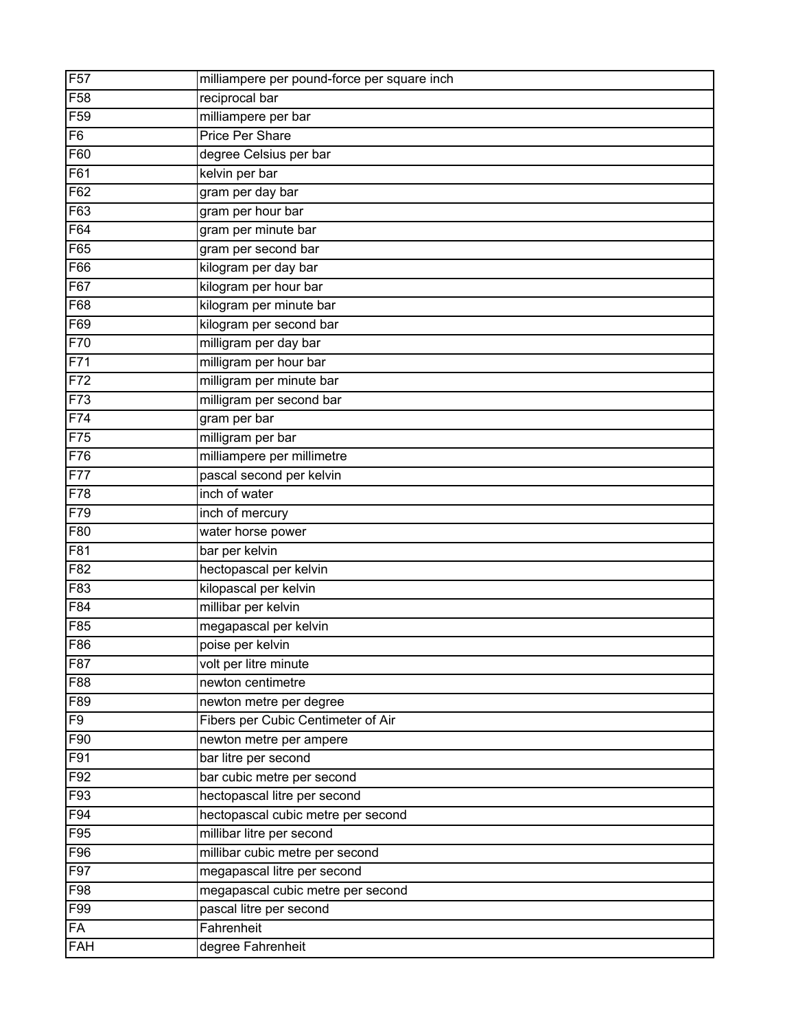| F57 | milliampere per pound-force per square inch |
|---|---|
| F58 | reciprocal bar |
| F59 | milliampere per bar |
| F6 | Price Per Share |
| F60 | degree Celsius per bar |
| F61 | kelvin per bar |
| F62 | gram per day bar |
| F63 | gram per hour bar |
| F64 | gram per minute bar |
| F65 | gram per second bar |
| F66 | kilogram per day bar |
| F67 | kilogram per hour bar |
| F68 | kilogram per minute bar |
| F69 | kilogram per second bar |
| F70 | milligram per day bar |
| F71 | milligram per hour bar |
| F72 | milligram per minute bar |
| F73 | milligram per second bar |
| F74 | gram per bar |
| F75 | milligram per bar |
| F76 | milliampere per millimetre |
| F77 | pascal second per kelvin |
| F78 | inch of water |
| F79 | inch of mercury |
| F80 | water horse power |
| F81 | bar per kelvin |
| F82 | hectopascal per kelvin |
| F83 | kilopascal per kelvin |
| F84 | millibar per kelvin |
| F85 | megapascal per kelvin |
| F86 | poise per kelvin |
| F87 | volt per litre minute |
| F88 | newton centimetre |
| F89 | newton metre per degree |
| F9 | Fibers per Cubic Centimeter of Air |
| F90 | newton metre per ampere |
| F91 | bar litre per second |
| F92 | bar cubic metre per second |
| F93 | hectopascal litre per second |
| F94 | hectopascal cubic metre per second |
| F95 | millibar litre per second |
| F96 | millibar cubic metre per second |
| F97 | megapascal litre per second |
| F98 | megapascal cubic metre per second |
| F99 | pascal litre per second |
| FA | Fahrenheit |
| FAH | degree Fahrenheit |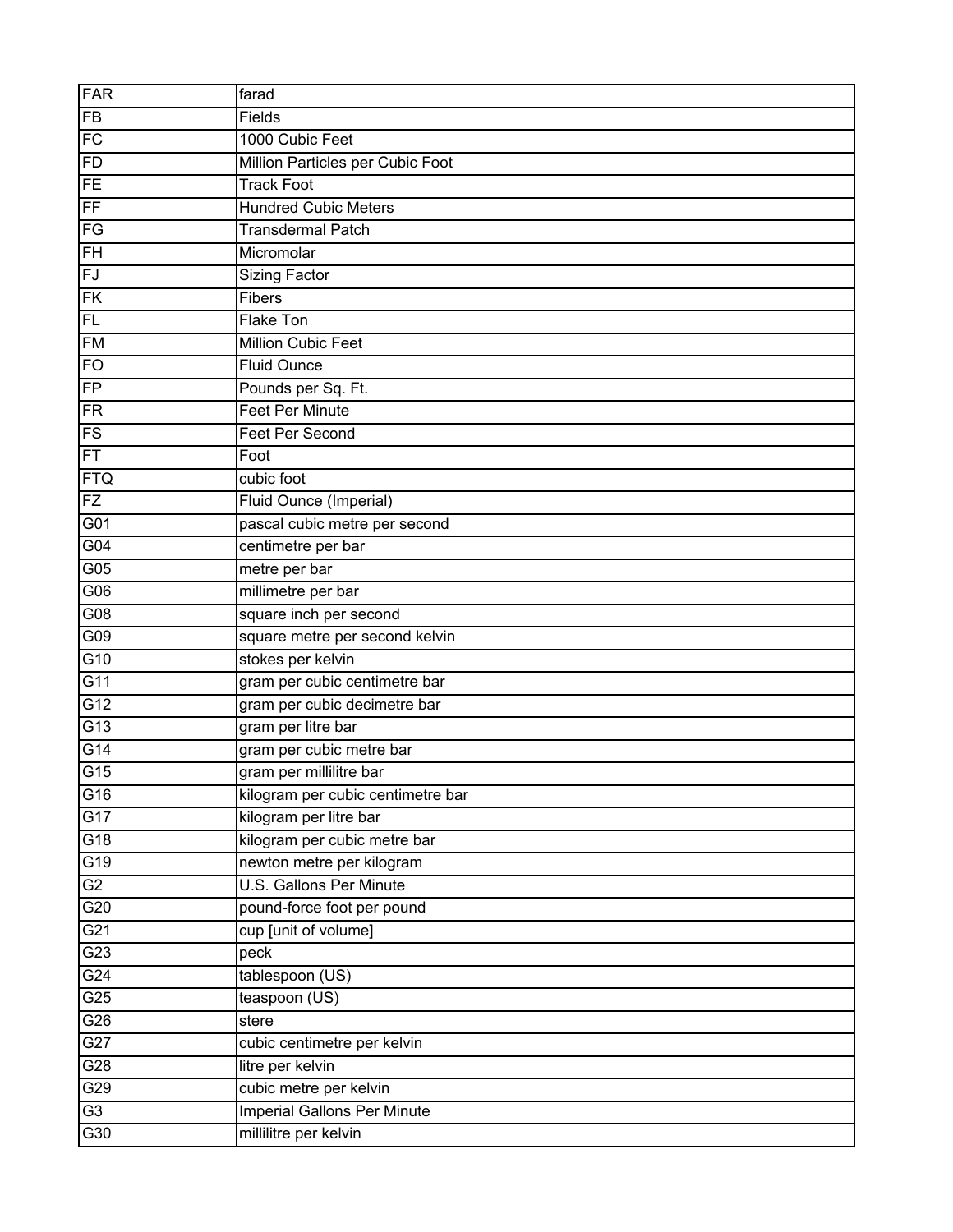| FAR | farad |
|---|---|
| FB | Fields |
| FC | 1000 Cubic Feet |
| FD | Million Particles per Cubic Foot |
| FE | Track Foot |
| FF | Hundred Cubic Meters |
| FG | Transdermal Patch |
| FH | Micromolar |
| FJ | Sizing Factor |
| FK | Fibers |
| FL | Flake Ton |
| FM | Million Cubic Feet |
| FO | Fluid Ounce |
| FP | Pounds per Sq. Ft. |
| FR | Feet Per Minute |
| FS | Feet Per Second |
| FT | Foot |
| FTQ | cubic foot |
| FZ | Fluid Ounce (Imperial) |
| G01 | pascal cubic metre per second |
| G04 | centimetre per bar |
| G05 | metre per bar |
| G06 | millimetre per bar |
| G08 | square inch per second |
| G09 | square metre per second kelvin |
| G10 | stokes per kelvin |
| G11 | gram per cubic centimetre bar |
| G12 | gram per cubic decimetre bar |
| G13 | gram per litre bar |
| G14 | gram per cubic metre bar |
| G15 | gram per millilitre bar |
| G16 | kilogram per cubic centimetre bar |
| G17 | kilogram per litre bar |
| G18 | kilogram per cubic metre bar |
| G19 | newton metre per kilogram |
| G2 | U.S. Gallons Per Minute |
| G20 | pound-force foot per pound |
| G21 | cup [unit of volume] |
| G23 | peck |
| G24 | tablespoon (US) |
| G25 | teaspoon (US) |
| G26 | stere |
| G27 | cubic centimetre per kelvin |
| G28 | litre per kelvin |
| G29 | cubic metre per kelvin |
| G3 | Imperial Gallons Per Minute |
| G30 | millilitre per kelvin |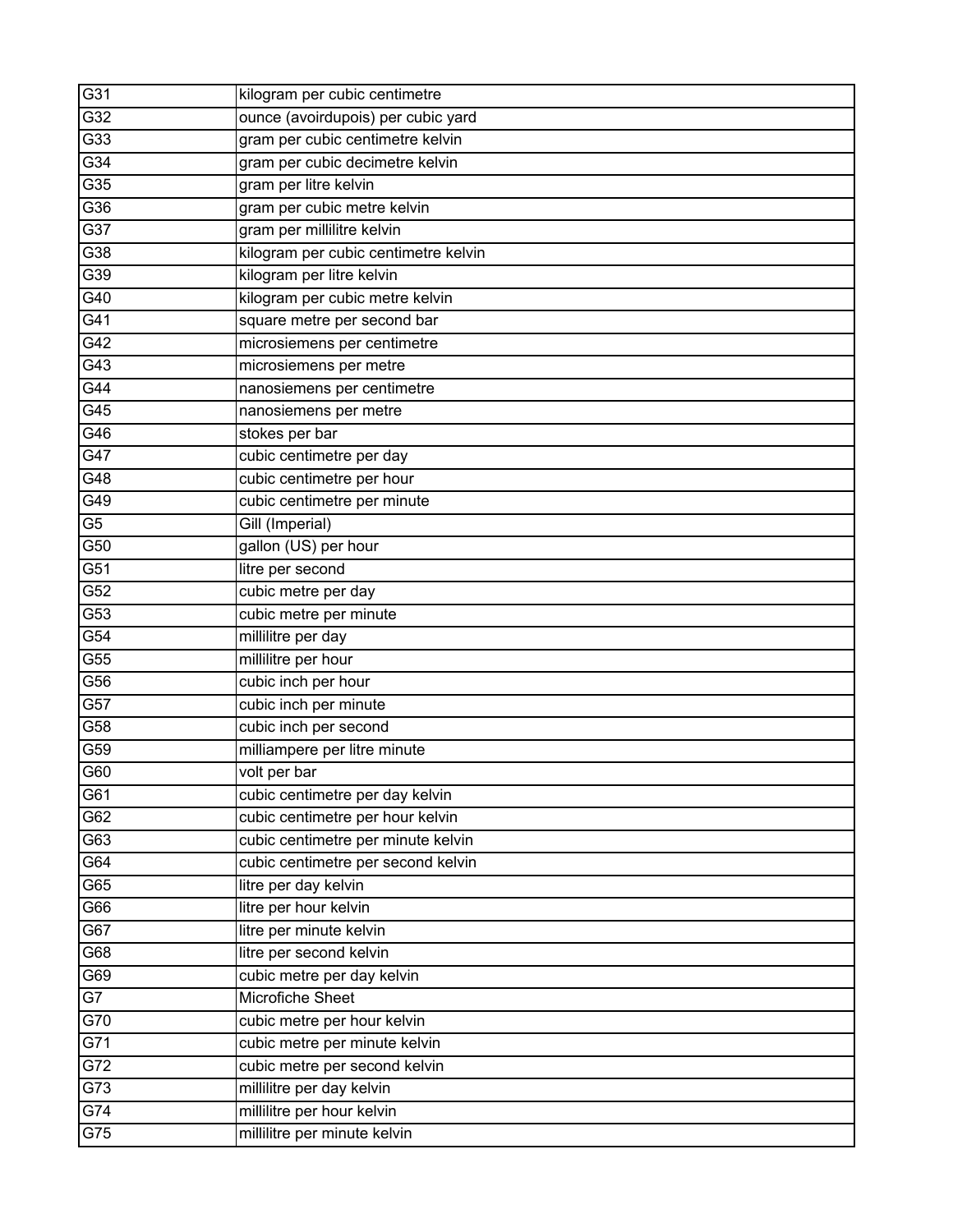| | |
|---|---|
| G31 | kilogram per cubic centimetre |
| G32 | ounce (avoirdupois) per cubic yard |
| G33 | gram per cubic centimetre kelvin |
| G34 | gram per cubic decimetre kelvin |
| G35 | gram per litre kelvin |
| G36 | gram per cubic metre kelvin |
| G37 | gram per millilitre kelvin |
| G38 | kilogram per cubic centimetre kelvin |
| G39 | kilogram per litre kelvin |
| G40 | kilogram per cubic metre kelvin |
| G41 | square metre per second bar |
| G42 | microsiemens per centimetre |
| G43 | microsiemens per metre |
| G44 | nanosiemens per centimetre |
| G45 | nanosiemens per metre |
| G46 | stokes per bar |
| G47 | cubic centimetre per day |
| G48 | cubic centimetre per hour |
| G49 | cubic centimetre per minute |
| G5 | Gill (Imperial) |
| G50 | gallon (US) per hour |
| G51 | litre per second |
| G52 | cubic metre per day |
| G53 | cubic metre per minute |
| G54 | millilitre per day |
| G55 | millilitre per hour |
| G56 | cubic inch per hour |
| G57 | cubic inch per minute |
| G58 | cubic inch per second |
| G59 | milliampere per litre minute |
| G60 | volt per bar |
| G61 | cubic centimetre per day kelvin |
| G62 | cubic centimetre per hour kelvin |
| G63 | cubic centimetre per minute kelvin |
| G64 | cubic centimetre per second kelvin |
| G65 | litre per day kelvin |
| G66 | litre per hour kelvin |
| G67 | litre per minute kelvin |
| G68 | litre per second kelvin |
| G69 | cubic metre per day kelvin |
| G7 | Microfiche Sheet |
| G70 | cubic metre per hour kelvin |
| G71 | cubic metre per minute kelvin |
| G72 | cubic metre per second kelvin |
| G73 | millilitre per day kelvin |
| G74 | millilitre per hour kelvin |
| G75 | millilitre per minute kelvin |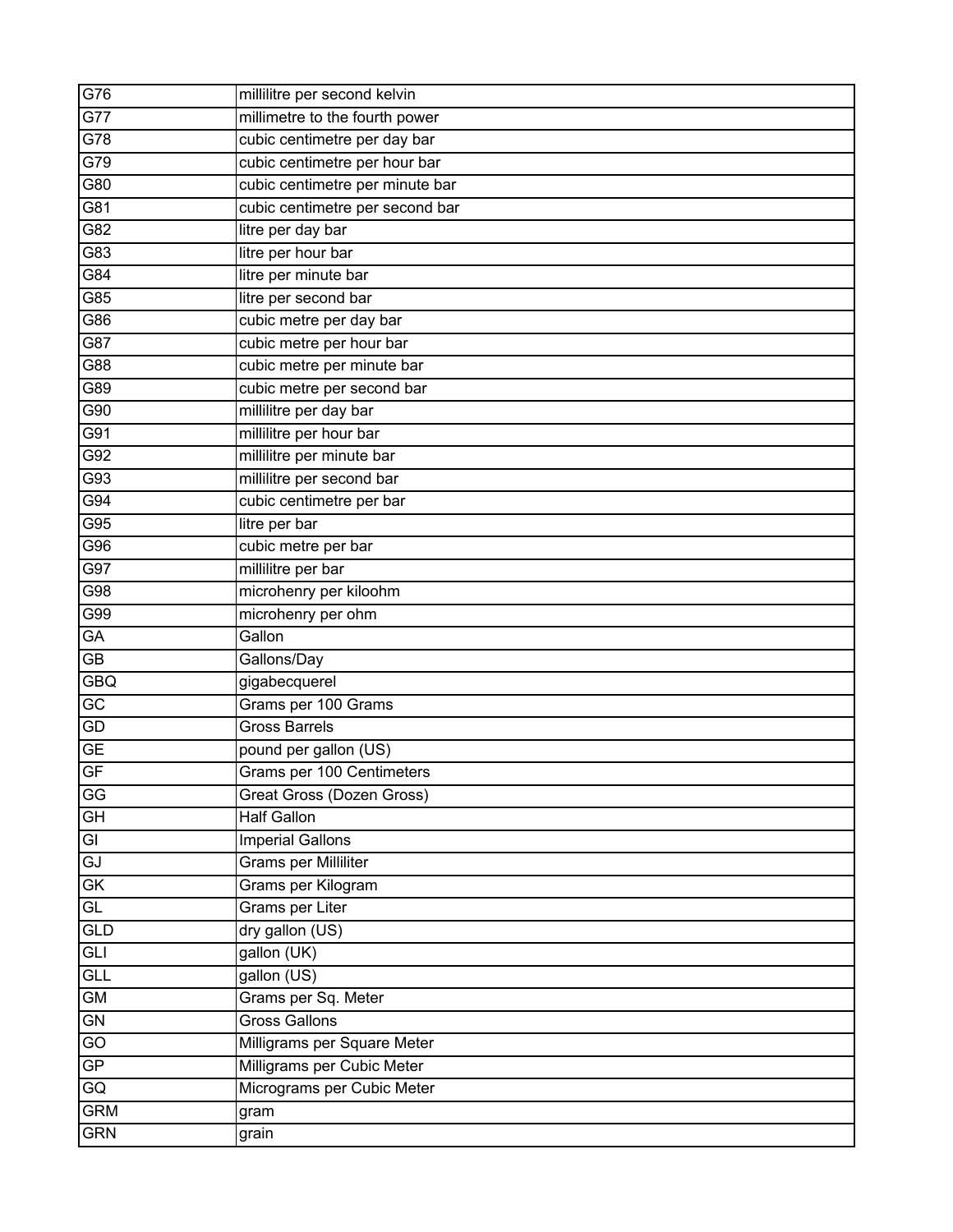| | |
|---|---|
| G76 | millilitre per second kelvin |
| G77 | millimetre to the fourth power |
| G78 | cubic centimetre per day bar |
| G79 | cubic centimetre per hour bar |
| G80 | cubic centimetre per minute bar |
| G81 | cubic centimetre per second bar |
| G82 | litre per day bar |
| G83 | litre per hour bar |
| G84 | litre per minute bar |
| G85 | litre per second bar |
| G86 | cubic metre per day bar |
| G87 | cubic metre per hour bar |
| G88 | cubic metre per minute bar |
| G89 | cubic metre per second bar |
| G90 | millilitre per day bar |
| G91 | millilitre per hour bar |
| G92 | millilitre per minute bar |
| G93 | millilitre per second bar |
| G94 | cubic centimetre per bar |
| G95 | litre per bar |
| G96 | cubic metre per bar |
| G97 | millilitre per bar |
| G98 | microhenry per kiloohm |
| G99 | microhenry per ohm |
| GA | Gallon |
| GB | Gallons/Day |
| GBQ | gigabecquerel |
| GC | Grams per 100 Grams |
| GD | Gross Barrels |
| GE | pound per gallon (US) |
| GF | Grams per 100 Centimeters |
| GG | Great Gross (Dozen Gross) |
| GH | Half Gallon |
| GI | Imperial Gallons |
| GJ | Grams per Milliliter |
| GK | Grams per Kilogram |
| GL | Grams per Liter |
| GLD | dry gallon (US) |
| GLI | gallon (UK) |
| GLL | gallon (US) |
| GM | Grams per Sq. Meter |
| GN | Gross Gallons |
| GO | Milligrams per Square Meter |
| GP | Milligrams per Cubic Meter |
| GQ | Micrograms per Cubic Meter |
| GRM | gram |
| GRN | grain |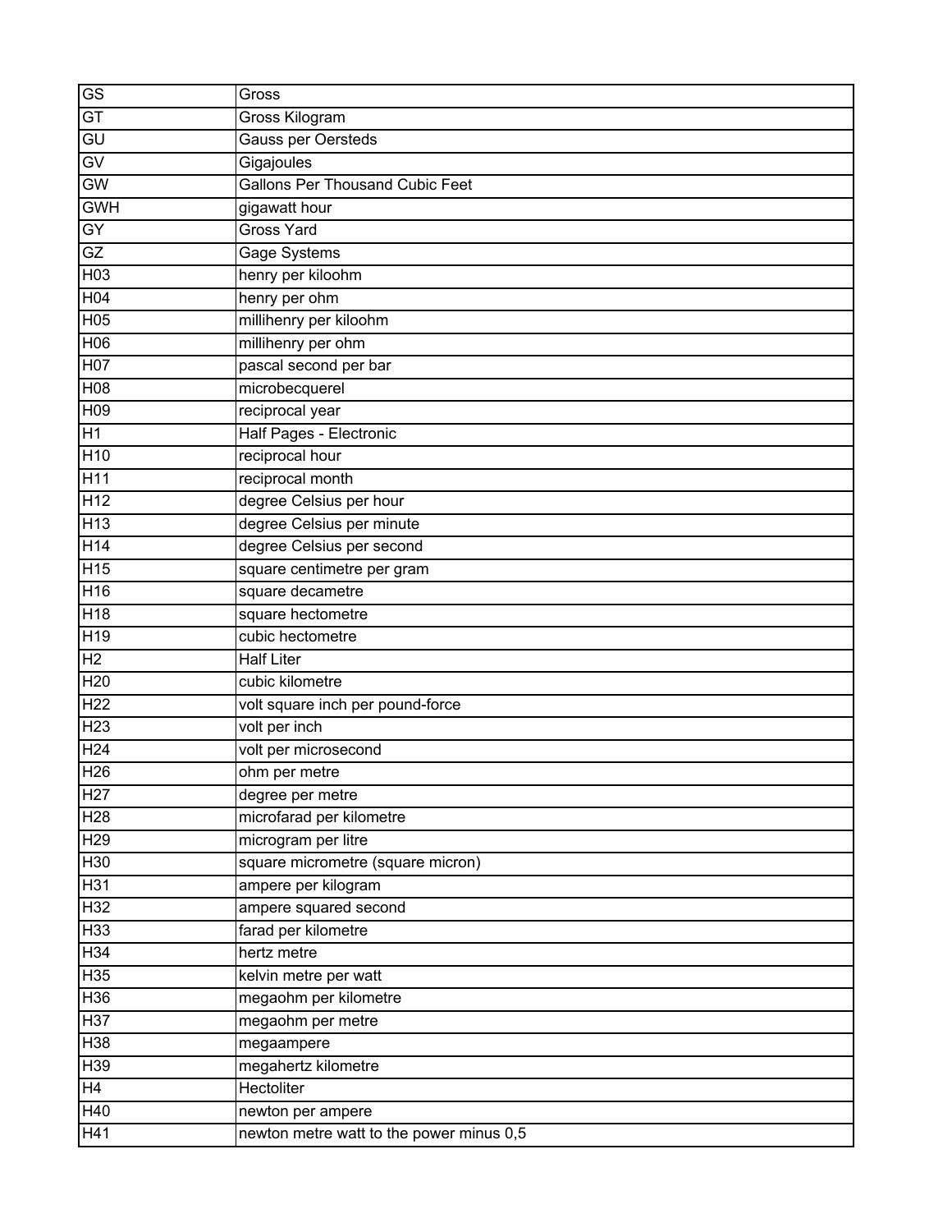| | |
|---|---|
| GS | Gross |
| GT | Gross Kilogram |
| GU | Gauss per Oersteds |
| GV | Gigajoules |
| GW | Gallons Per Thousand Cubic Feet |
| GWH | gigawatt hour |
| GY | Gross Yard |
| GZ | Gage Systems |
| H03 | henry per kiloohm |
| H04 | henry per ohm |
| H05 | millihenry per kiloohm |
| H06 | millihenry per ohm |
| H07 | pascal second per bar |
| H08 | microbecquerel |
| H09 | reciprocal year |
| H1 | Half Pages - Electronic |
| H10 | reciprocal hour |
| H11 | reciprocal month |
| H12 | degree Celsius per hour |
| H13 | degree Celsius per minute |
| H14 | degree Celsius per second |
| H15 | square centimetre per gram |
| H16 | square decametre |
| H18 | square hectometre |
| H19 | cubic hectometre |
| H2 | Half Liter |
| H20 | cubic kilometre |
| H22 | volt square inch per pound-force |
| H23 | volt per inch |
| H24 | volt per microsecond |
| H26 | ohm per metre |
| H27 | degree per metre |
| H28 | microfarad per kilometre |
| H29 | microgram per litre |
| H30 | square micrometre (square micron) |
| H31 | ampere per kilogram |
| H32 | ampere squared second |
| H33 | farad per kilometre |
| H34 | hertz metre |
| H35 | kelvin metre per watt |
| H36 | megaohm per kilometre |
| H37 | megaohm per metre |
| H38 | megaampere |
| H39 | megahertz kilometre |
| H4 | Hectoliter |
| H40 | newton per ampere |
| H41 | newton metre watt to the power minus 0,5 |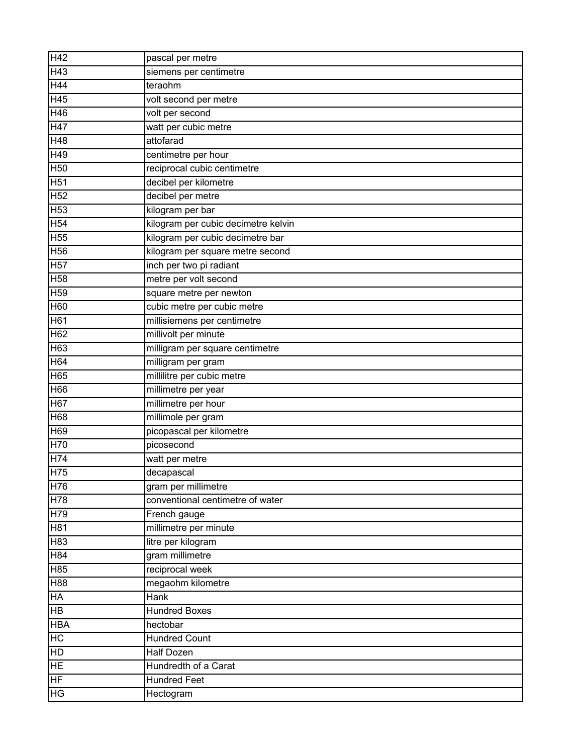| H42 | pascal per metre |
|---|---|
| H43 | siemens per centimetre |
| H44 | teraohm |
| H45 | volt second per metre |
| H46 | volt per second |
| H47 | watt per cubic metre |
| H48 | attofarad |
| H49 | centimetre per hour |
| H50 | reciprocal cubic centimetre |
| H51 | decibel per kilometre |
| H52 | decibel per metre |
| H53 | kilogram per bar |
| H54 | kilogram per cubic decimetre kelvin |
| H55 | kilogram per cubic decimetre bar |
| H56 | kilogram per square metre second |
| H57 | inch per two pi radiant |
| H58 | metre per volt second |
| H59 | square metre per newton |
| H60 | cubic metre per cubic metre |
| H61 | millisiemens per centimetre |
| H62 | millivolt per minute |
| H63 | milligram per square centimetre |
| H64 | milligram per gram |
| H65 | millilitre per cubic metre |
| H66 | millimetre per year |
| H67 | millimetre per hour |
| H68 | millimole per gram |
| H69 | picopascal per kilometre |
| H70 | picosecond |
| H74 | watt per metre |
| H75 | decapascal |
| H76 | gram per millimetre |
| H78 | conventional centimetre of water |
| H79 | French gauge |
| H81 | millimetre per minute |
| H83 | litre per kilogram |
| H84 | gram millimetre |
| H85 | reciprocal week |
| H88 | megaohm kilometre |
| HA | Hank |
| HB | Hundred Boxes |
| HBA | hectobar |
| HC | Hundred Count |
| HD | Half Dozen |
| HE | Hundredth of a Carat |
| HF | Hundred Feet |
| HG | Hectogram |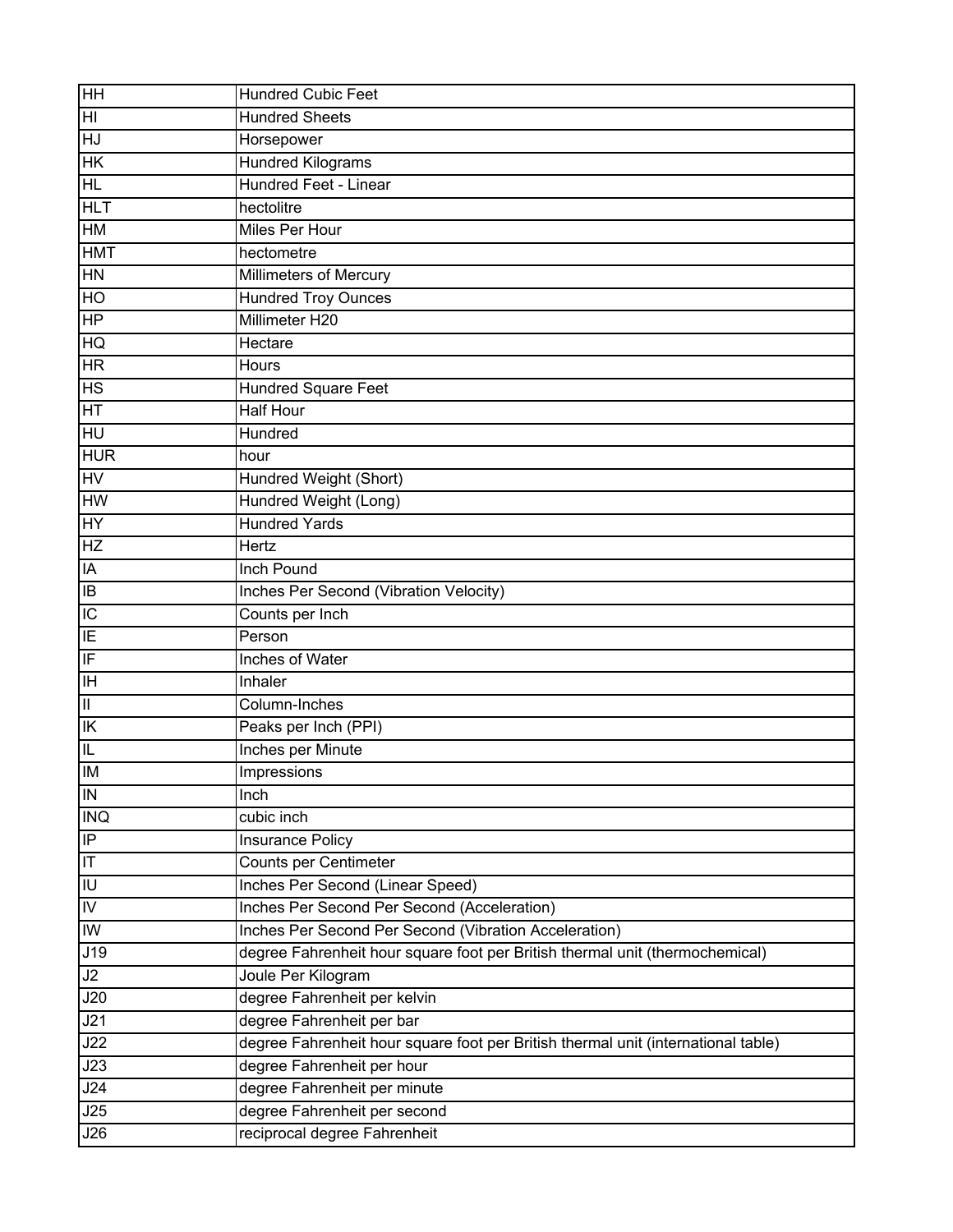| HH | Hundred Cubic Feet |
| --- | --- |
| HI | Hundred Sheets |
| HJ | Horsepower |
| HK | Hundred Kilograms |
| HL | Hundred Feet - Linear |
| HLT | hectolitre |
| HM | Miles Per Hour |
| HMT | hectometre |
| HN | Millimeters of Mercury |
| HO | Hundred Troy Ounces |
| HP | Millimeter H20 |
| HQ | Hectare |
| HR | Hours |
| HS | Hundred Square Feet |
| HT | Half Hour |
| HU | Hundred |
| HUR | hour |
| HV | Hundred Weight (Short) |
| HW | Hundred Weight (Long) |
| HY | Hundred Yards |
| HZ | Hertz |
| IA | Inch Pound |
| IB | Inches Per Second (Vibration Velocity) |
| IC | Counts per Inch |
| IE | Person |
| IF | Inches of Water |
| IH | Inhaler |
| II | Column-Inches |
| IK | Peaks per Inch (PPI) |
| IL | Inches per Minute |
| IM | Impressions |
| IN | Inch |
| INQ | cubic inch |
| IP | Insurance Policy |
| IT | Counts per Centimeter |
| IU | Inches Per Second (Linear Speed) |
| IV | Inches Per Second Per Second (Acceleration) |
| IW | Inches Per Second Per Second (Vibration Acceleration) |
| J19 | degree Fahrenheit hour square foot per British thermal unit (thermochemical) |
| J2 | Joule Per Kilogram |
| J20 | degree Fahrenheit per kelvin |
| J21 | degree Fahrenheit per bar |
| J22 | degree Fahrenheit hour square foot per British thermal unit (international table) |
| J23 | degree Fahrenheit per hour |
| J24 | degree Fahrenheit per minute |
| J25 | degree Fahrenheit per second |
| J26 | reciprocal degree Fahrenheit |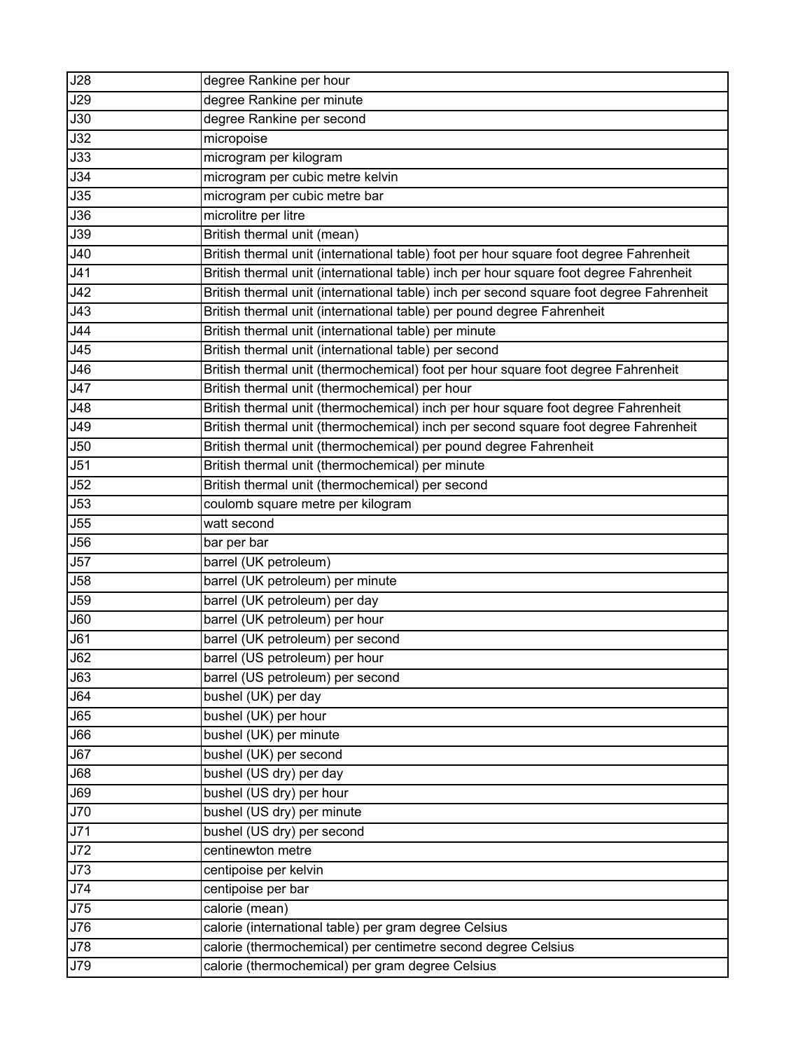| J28 | degree Rankine per hour |
|---|---|
| J29 | degree Rankine per minute |
| J30 | degree Rankine per second |
| J32 | micropoise |
| J33 | microgram per kilogram |
| J34 | microgram per cubic metre kelvin |
| J35 | microgram per cubic metre bar |
| J36 | microlitre per litre |
| J39 | British thermal unit (mean) |
| J40 | British thermal unit (international table) foot per hour square foot degree Fahrenheit |
| J41 | British thermal unit (international table) inch per hour square foot degree Fahrenheit |
| J42 | British thermal unit (international table) inch per second square foot degree Fahrenheit |
| J43 | British thermal unit (international table) per pound degree Fahrenheit |
| J44 | British thermal unit (international table) per minute |
| J45 | British thermal unit (international table) per second |
| J46 | British thermal unit (thermochemical) foot per hour square foot degree Fahrenheit |
| J47 | British thermal unit (thermochemical) per hour |
| J48 | British thermal unit (thermochemical) inch per hour square foot degree Fahrenheit |
| J49 | British thermal unit (thermochemical) inch per second square foot degree Fahrenheit |
| J50 | British thermal unit (thermochemical) per pound degree Fahrenheit |
| J51 | British thermal unit (thermochemical) per minute |
| J52 | British thermal unit (thermochemical) per second |
| J53 | coulomb square metre per kilogram |
| J55 | watt second |
| J56 | bar per bar |
| J57 | barrel (UK petroleum) |
| J58 | barrel (UK petroleum) per minute |
| J59 | barrel (UK petroleum) per day |
| J60 | barrel (UK petroleum) per hour |
| J61 | barrel (UK petroleum) per second |
| J62 | barrel (US petroleum) per hour |
| J63 | barrel (US petroleum) per second |
| J64 | bushel (UK) per day |
| J65 | bushel (UK) per hour |
| J66 | bushel (UK) per minute |
| J67 | bushel (UK) per second |
| J68 | bushel (US dry) per day |
| J69 | bushel (US dry) per hour |
| J70 | bushel (US dry) per minute |
| J71 | bushel (US dry) per second |
| J72 | centinewton metre |
| J73 | centipoise per kelvin |
| J74 | centipoise per bar |
| J75 | calorie (mean) |
| J76 | calorie (international table) per gram degree Celsius |
| J78 | calorie (thermochemical) per centimetre second degree Celsius |
| J79 | calorie (thermochemical) per gram degree Celsius |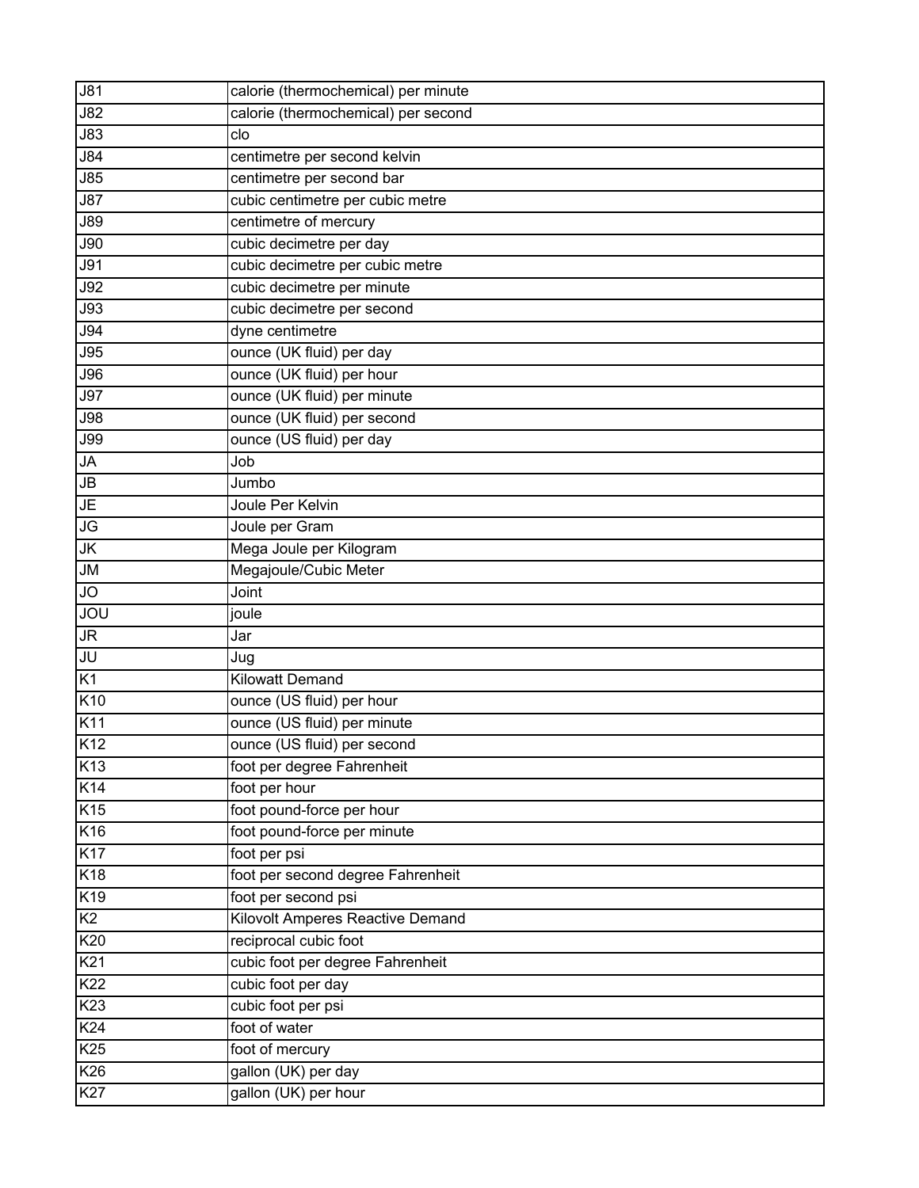| J81 | calorie (thermochemical) per minute |
|---|---|
| J82 | calorie (thermochemical) per second |
| J83 | clo |
| J84 | centimetre per second kelvin |
| J85 | centimetre per second bar |
| J87 | cubic centimetre per cubic metre |
| J89 | centimetre of mercury |
| J90 | cubic decimetre per day |
| J91 | cubic decimetre per cubic metre |
| J92 | cubic decimetre per minute |
| J93 | cubic decimetre per second |
| J94 | dyne centimetre |
| J95 | ounce (UK fluid) per day |
| J96 | ounce (UK fluid) per hour |
| J97 | ounce (UK fluid) per minute |
| J98 | ounce (UK fluid) per second |
| J99 | ounce (US fluid) per day |
| JA | Job |
| JB | Jumbo |
| JE | Joule Per Kelvin |
| JG | Joule per Gram |
| JK | Mega Joule per Kilogram |
| JM | Megajoule/Cubic Meter |
| JO | Joint |
| JOU | joule |
| JR | Jar |
| JU | Jug |
| K1 | Kilowatt Demand |
| K10 | ounce (US fluid) per hour |
| K11 | ounce (US fluid) per minute |
| K12 | ounce (US fluid) per second |
| K13 | foot per degree Fahrenheit |
| K14 | foot per hour |
| K15 | foot pound-force per hour |
| K16 | foot pound-force per minute |
| K17 | foot per psi |
| K18 | foot per second degree Fahrenheit |
| K19 | foot per second psi |
| K2 | Kilovolt Amperes Reactive Demand |
| K20 | reciprocal cubic foot |
| K21 | cubic foot per degree Fahrenheit |
| K22 | cubic foot per day |
| K23 | cubic foot per psi |
| K24 | foot of water |
| K25 | foot of mercury |
| K26 | gallon (UK) per day |
| K27 | gallon (UK) per hour |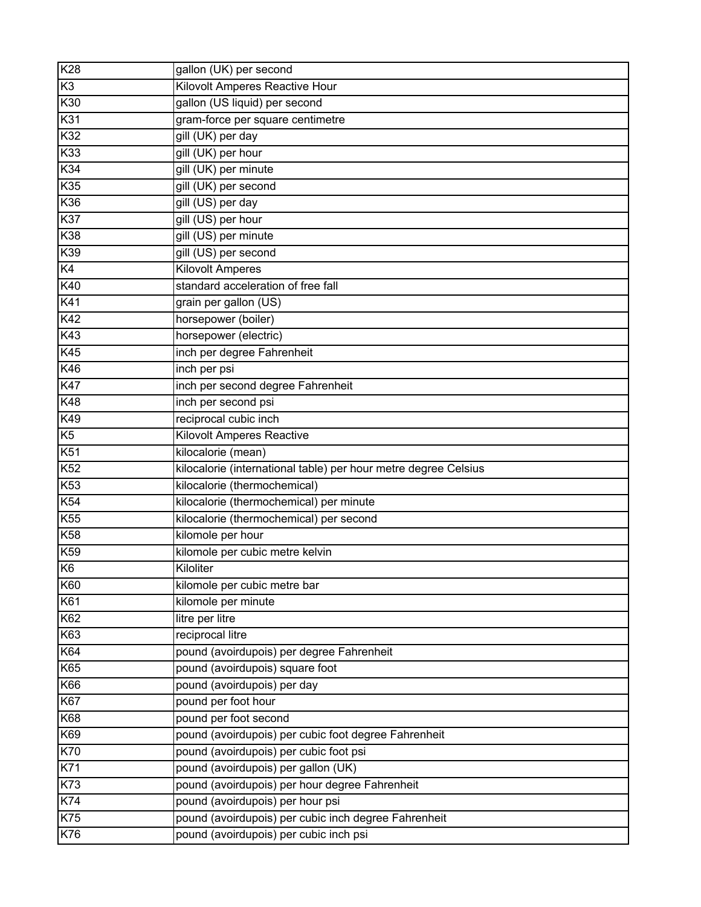| K28 | gallon (UK) per second |
|---|---|
| K3 | Kilovolt Amperes Reactive Hour |
| K30 | gallon (US liquid) per second |
| K31 | gram-force per square centimetre |
| K32 | gill (UK) per day |
| K33 | gill (UK) per hour |
| K34 | gill (UK) per minute |
| K35 | gill (UK) per second |
| K36 | gill (US) per day |
| K37 | gill (US) per hour |
| K38 | gill (US) per minute |
| K39 | gill (US) per second |
| K4 | Kilovolt Amperes |
| K40 | standard acceleration of free fall |
| K41 | grain per gallon (US) |
| K42 | horsepower (boiler) |
| K43 | horsepower (electric) |
| K45 | inch per degree Fahrenheit |
| K46 | inch per psi |
| K47 | inch per second degree Fahrenheit |
| K48 | inch per second psi |
| K49 | reciprocal cubic inch |
| K5 | Kilovolt Amperes Reactive |
| K51 | kilocalorie (mean) |
| K52 | kilocalorie (international table) per hour metre degree Celsius |
| K53 | kilocalorie (thermochemical) |
| K54 | kilocalorie (thermochemical) per minute |
| K55 | kilocalorie (thermochemical) per second |
| K58 | kilomole per hour |
| K59 | kilomole per cubic metre kelvin |
| K6 | Kiloliter |
| K60 | kilomole per cubic metre bar |
| K61 | kilomole per minute |
| K62 | litre per litre |
| K63 | reciprocal litre |
| K64 | pound (avoirdupois) per degree Fahrenheit |
| K65 | pound (avoirdupois) square foot |
| K66 | pound (avoirdupois) per day |
| K67 | pound per foot hour |
| K68 | pound per foot second |
| K69 | pound (avoirdupois) per cubic foot degree Fahrenheit |
| K70 | pound (avoirdupois) per cubic foot psi |
| K71 | pound (avoirdupois) per gallon (UK) |
| K73 | pound (avoirdupois) per hour degree Fahrenheit |
| K74 | pound (avoirdupois) per hour psi |
| K75 | pound (avoirdupois) per cubic inch degree Fahrenheit |
| K76 | pound (avoirdupois) per cubic inch psi |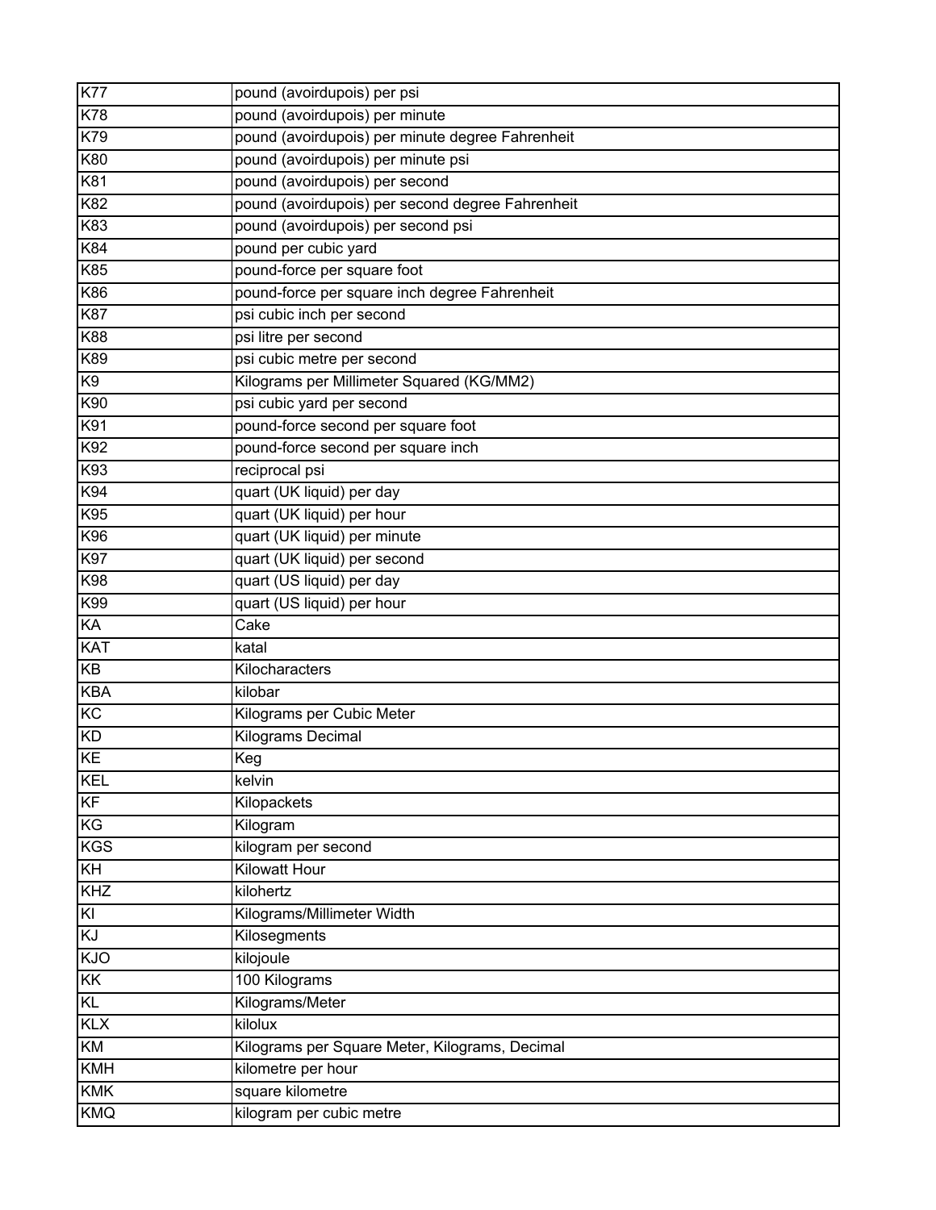| | |
|---|---|
| K77 | pound (avoirdupois) per psi |
| K78 | pound (avoirdupois) per minute |
| K79 | pound (avoirdupois) per minute degree Fahrenheit |
| K80 | pound (avoirdupois) per minute psi |
| K81 | pound (avoirdupois) per second |
| K82 | pound (avoirdupois) per second degree Fahrenheit |
| K83 | pound (avoirdupois) per second psi |
| K84 | pound per cubic yard |
| K85 | pound-force per square foot |
| K86 | pound-force per square inch degree Fahrenheit |
| K87 | psi cubic inch per second |
| K88 | psi litre per second |
| K89 | psi cubic metre per second |
| K9 | Kilograms per Millimeter Squared (KG/MM2) |
| K90 | psi cubic yard per second |
| K91 | pound-force second per square foot |
| K92 | pound-force second per square inch |
| K93 | reciprocal psi |
| K94 | quart (UK liquid) per day |
| K95 | quart (UK liquid) per hour |
| K96 | quart (UK liquid) per minute |
| K97 | quart (UK liquid) per second |
| K98 | quart (US liquid) per day |
| K99 | quart (US liquid) per hour |
| KA | Cake |
| KAT | katal |
| KB | Kilocharacters |
| KBA | kilobar |
| KC | Kilograms per Cubic Meter |
| KD | Kilograms Decimal |
| KE | Keg |
| KEL | kelvin |
| KF | Kilopackets |
| KG | Kilogram |
| KGS | kilogram per second |
| KH | Kilowatt Hour |
| KHZ | kilohertz |
| KI | Kilograms/Millimeter Width |
| KJ | Kilosegments |
| KJO | kilojoule |
| KK | 100 Kilograms |
| KL | Kilograms/Meter |
| KLX | kilolux |
| KM | Kilograms per Square Meter, Kilograms, Decimal |
| KMH | kilometre per hour |
| KMK | square kilometre |
| KMQ | kilogram per cubic metre |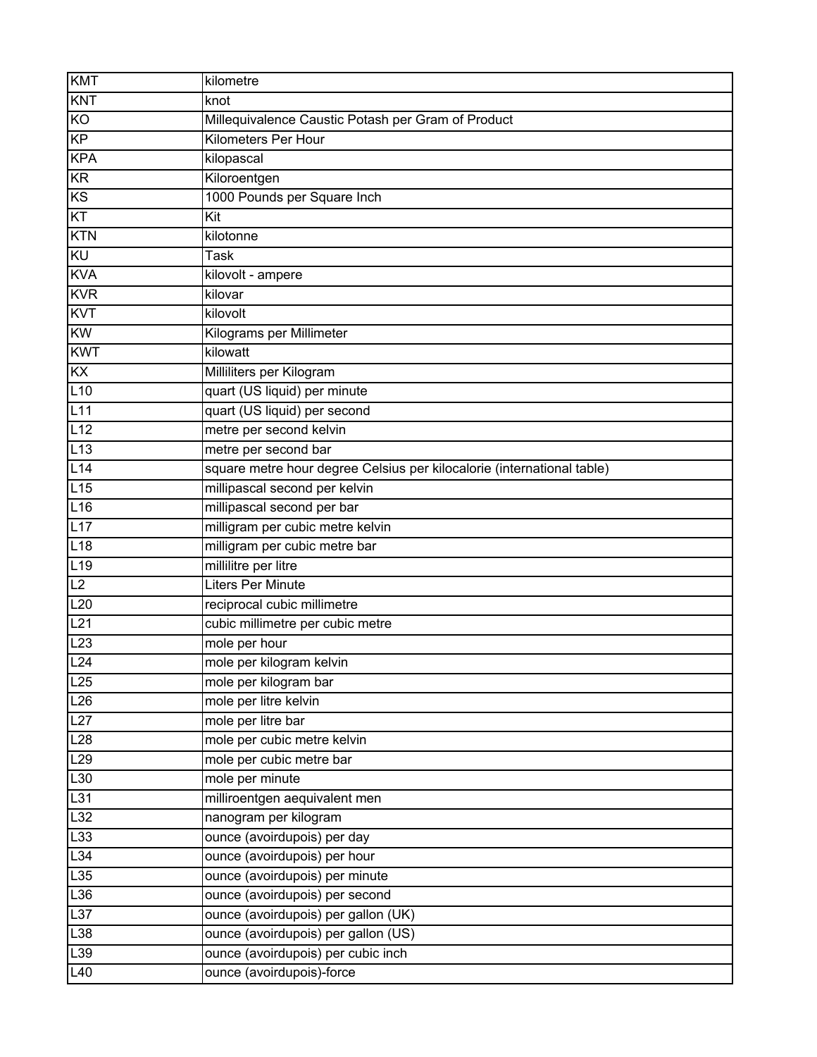| KMT | kilometre |
|---|---|
| KNT | knot |
| KO | Millequivalence Caustic Potash per Gram of Product |
| KP | Kilometers Per Hour |
| KPA | kilopascal |
| KR | Kiloroentgen |
| KS | 1000 Pounds per Square Inch |
| KT | Kit |
| KTN | kilotonne |
| KU | Task |
| KVA | kilovolt - ampere |
| KVR | kilovar |
| KVT | kilovolt |
| KW | Kilograms per Millimeter |
| KWT | kilowatt |
| KX | Milliliters per Kilogram |
| L10 | quart (US liquid) per minute |
| L11 | quart (US liquid) per second |
| L12 | metre per second kelvin |
| L13 | metre per second bar |
| L14 | square metre hour degree Celsius per kilocalorie (international table) |
| L15 | millipascal second per kelvin |
| L16 | millipascal second per bar |
| L17 | milligram per cubic metre kelvin |
| L18 | milligram per cubic metre bar |
| L19 | millilitre per litre |
| L2 | Liters Per Minute |
| L20 | reciprocal cubic millimetre |
| L21 | cubic millimetre per cubic metre |
| L23 | mole per hour |
| L24 | mole per kilogram kelvin |
| L25 | mole per kilogram bar |
| L26 | mole per litre kelvin |
| L27 | mole per litre bar |
| L28 | mole per cubic metre kelvin |
| L29 | mole per cubic metre bar |
| L30 | mole per minute |
| L31 | milliroentgen aequivalent men |
| L32 | nanogram per kilogram |
| L33 | ounce (avoirdupois) per day |
| L34 | ounce (avoirdupois) per hour |
| L35 | ounce (avoirdupois) per minute |
| L36 | ounce (avoirdupois) per second |
| L37 | ounce (avoirdupois) per gallon (UK) |
| L38 | ounce (avoirdupois) per gallon (US) |
| L39 | ounce (avoirdupois) per cubic inch |
| L40 | ounce (avoirdupois)-force |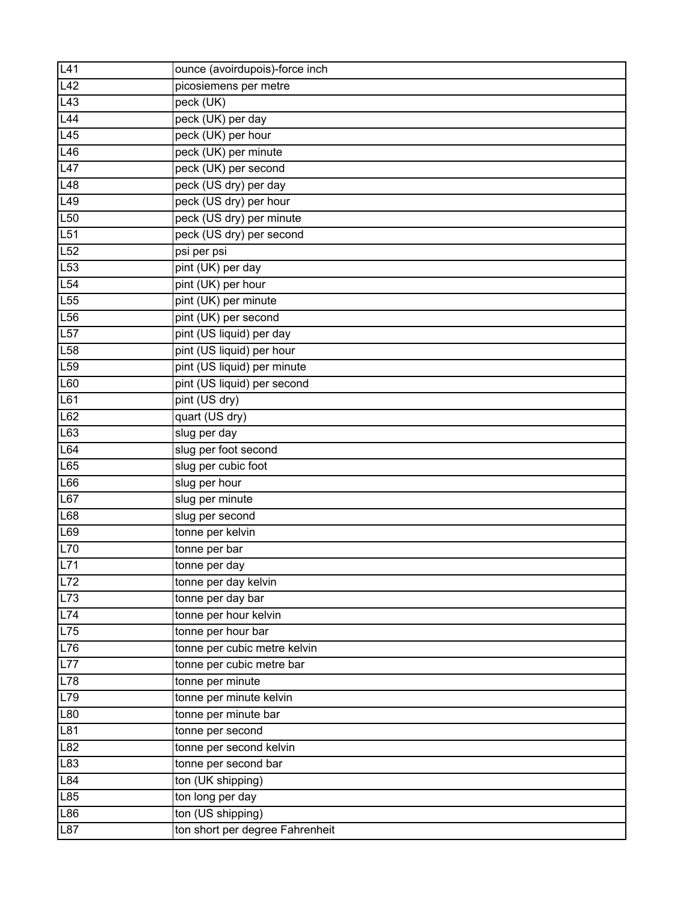| L41 | ounce (avoirdupois)-force inch |
|---|---|
| L42 | picosiemens per metre |
| L43 | peck (UK) |
| L44 | peck (UK) per day |
| L45 | peck (UK) per hour |
| L46 | peck (UK) per minute |
| L47 | peck (UK) per second |
| L48 | peck (US dry) per day |
| L49 | peck (US dry) per hour |
| L50 | peck (US dry) per minute |
| L51 | peck (US dry) per second |
| L52 | psi per psi |
| L53 | pint (UK) per day |
| L54 | pint (UK) per hour |
| L55 | pint (UK) per minute |
| L56 | pint (UK) per second |
| L57 | pint (US liquid) per day |
| L58 | pint (US liquid) per hour |
| L59 | pint (US liquid) per minute |
| L60 | pint (US liquid) per second |
| L61 | pint (US dry) |
| L62 | quart (US dry) |
| L63 | slug per day |
| L64 | slug per foot second |
| L65 | slug per cubic foot |
| L66 | slug per hour |
| L67 | slug per minute |
| L68 | slug per second |
| L69 | tonne per kelvin |
| L70 | tonne per bar |
| L71 | tonne per day |
| L72 | tonne per day kelvin |
| L73 | tonne per day bar |
| L74 | tonne per hour kelvin |
| L75 | tonne per hour bar |
| L76 | tonne per cubic metre kelvin |
| L77 | tonne per cubic metre bar |
| L78 | tonne per minute |
| L79 | tonne per minute kelvin |
| L80 | tonne per minute bar |
| L81 | tonne per second |
| L82 | tonne per second kelvin |
| L83 | tonne per second bar |
| L84 | ton (UK shipping) |
| L85 | ton long per day |
| L86 | ton (US shipping) |
| L87 | ton short per degree Fahrenheit |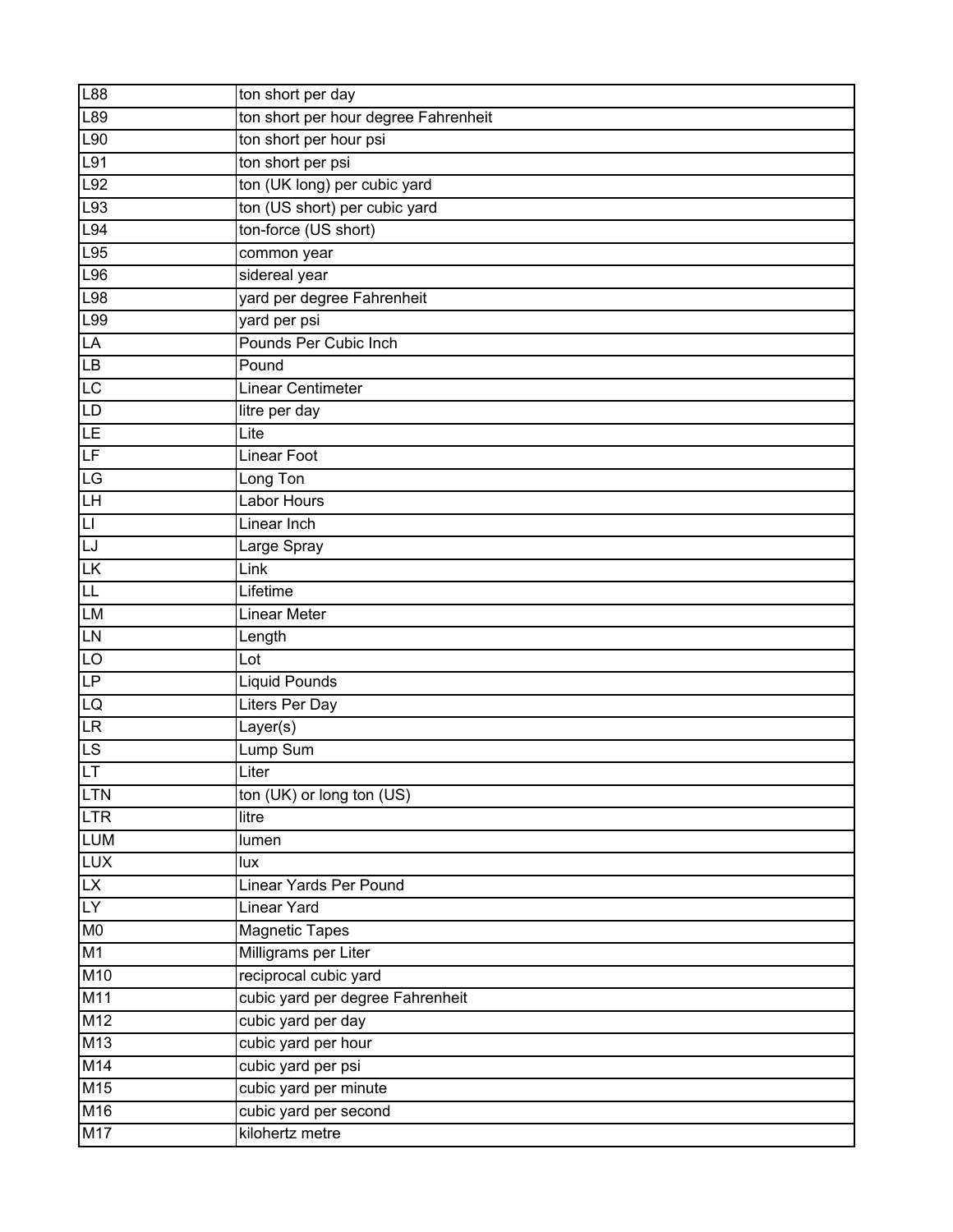| | |
|---|---|
| L88 | ton short per day |
| L89 | ton short per hour degree Fahrenheit |
| L90 | ton short per hour psi |
| L91 | ton short per psi |
| L92 | ton (UK long) per cubic yard |
| L93 | ton (US short) per cubic yard |
| L94 | ton-force (US short) |
| L95 | common year |
| L96 | sidereal year |
| L98 | yard per degree Fahrenheit |
| L99 | yard per psi |
| LA | Pounds Per Cubic Inch |
| LB | Pound |
| LC | Linear Centimeter |
| LD | litre per day |
| LE | Lite |
| LF | Linear Foot |
| LG | Long Ton |
| LH | Labor Hours |
| LI | Linear Inch |
| LJ | Large Spray |
| LK | Link |
| LL | Lifetime |
| LM | Linear Meter |
| LN | Length |
| LO | Lot |
| LP | Liquid Pounds |
| LQ | Liters Per Day |
| LR | Layer(s) |
| LS | Lump Sum |
| LT | Liter |
| LTN | ton (UK) or long ton (US) |
| LTR | litre |
| LUM | lumen |
| LUX | lux |
| LX | Linear Yards Per Pound |
| LY | Linear Yard |
| M0 | Magnetic Tapes |
| M1 | Milligrams per Liter |
| M10 | reciprocal cubic yard |
| M11 | cubic yard per degree Fahrenheit |
| M12 | cubic yard per day |
| M13 | cubic yard per hour |
| M14 | cubic yard per psi |
| M15 | cubic yard per minute |
| M16 | cubic yard per second |
| M17 | kilohertz metre |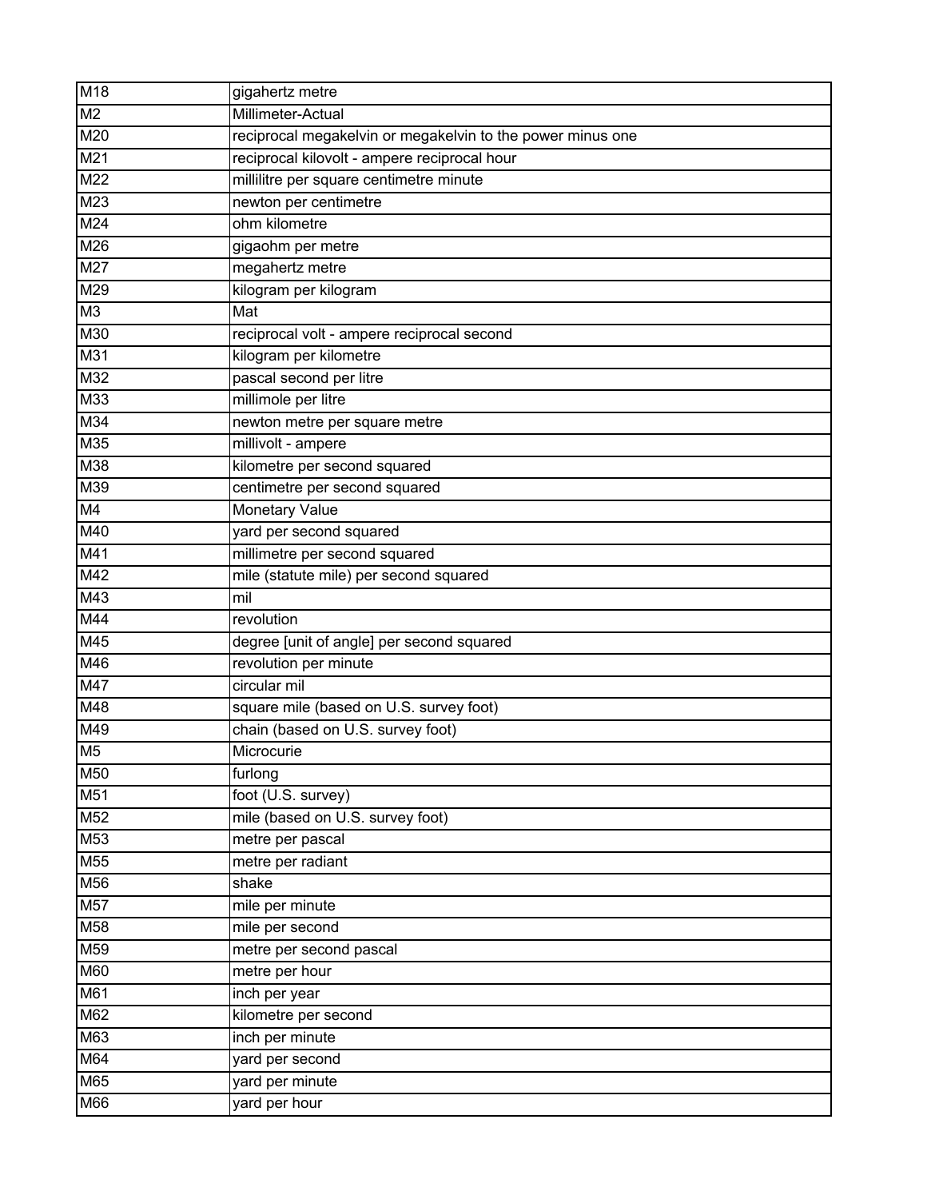| M18 | gigahertz metre |
|---|---|
| M2 | Millimeter-Actual |
| M20 | reciprocal megakelvin or megakelvin to the power minus one |
| M21 | reciprocal kilovolt - ampere reciprocal hour |
| M22 | millilitre per square centimetre minute |
| M23 | newton per centimetre |
| M24 | ohm kilometre |
| M26 | gigaohm per metre |
| M27 | megahertz metre |
| M29 | kilogram per kilogram |
| M3 | Mat |
| M30 | reciprocal volt - ampere reciprocal second |
| M31 | kilogram per kilometre |
| M32 | pascal second per litre |
| M33 | millimole per litre |
| M34 | newton metre per square metre |
| M35 | millivolt - ampere |
| M38 | kilometre per second squared |
| M39 | centimetre per second squared |
| M4 | Monetary Value |
| M40 | yard per second squared |
| M41 | millimetre per second squared |
| M42 | mile (statute mile) per second squared |
| M43 | mil |
| M44 | revolution |
| M45 | degree [unit of angle] per second squared |
| M46 | revolution per minute |
| M47 | circular mil |
| M48 | square mile (based on U.S. survey foot) |
| M49 | chain (based on U.S. survey foot) |
| M5 | Microcurie |
| M50 | furlong |
| M51 | foot (U.S. survey) |
| M52 | mile (based on U.S. survey foot) |
| M53 | metre per pascal |
| M55 | metre per radiant |
| M56 | shake |
| M57 | mile per minute |
| M58 | mile per second |
| M59 | metre per second pascal |
| M60 | metre per hour |
| M61 | inch per year |
| M62 | kilometre per second |
| M63 | inch per minute |
| M64 | yard per second |
| M65 | yard per minute |
| M66 | yard per hour |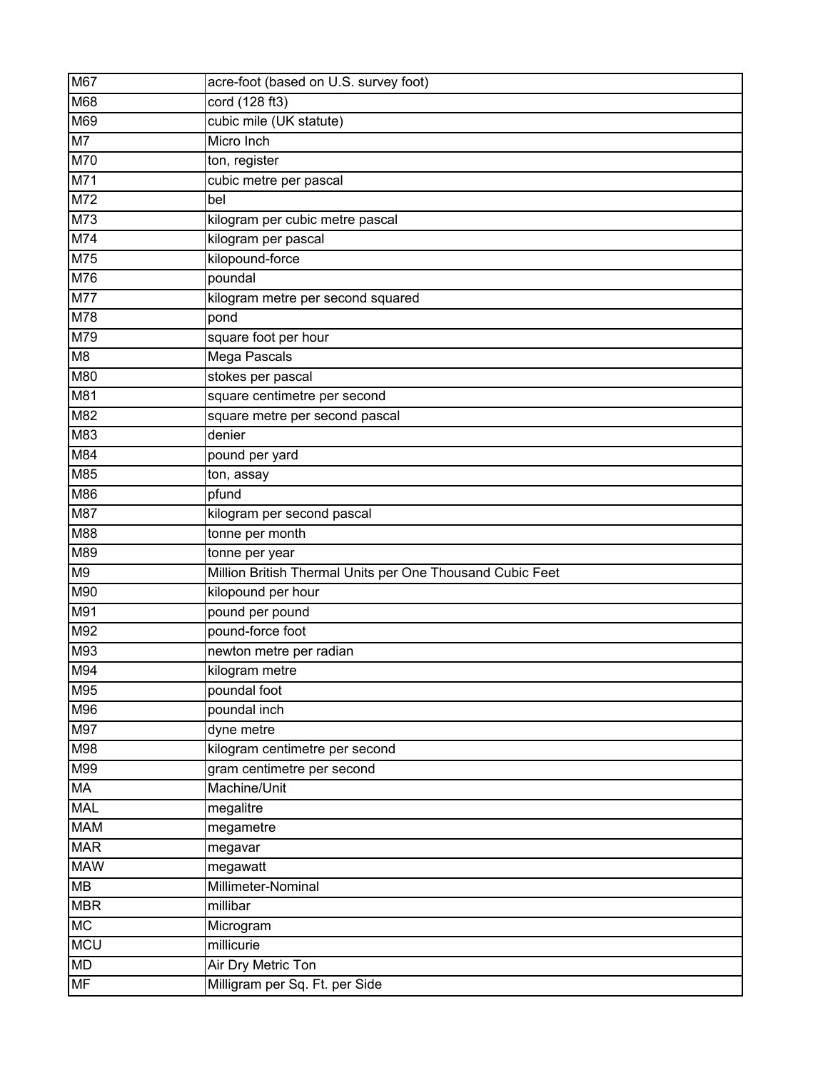| M67 | acre-foot (based on U.S. survey foot) |
|---|---|
| M68 | cord (128 ft3) |
| M69 | cubic mile (UK statute) |
| M7 | Micro Inch |
| M70 | ton, register |
| M71 | cubic metre per pascal |
| M72 | bel |
| M73 | kilogram per cubic metre pascal |
| M74 | kilogram per pascal |
| M75 | kilopound-force |
| M76 | poundal |
| M77 | kilogram metre per second squared |
| M78 | pond |
| M79 | square foot per hour |
| M8 | Mega Pascals |
| M80 | stokes per pascal |
| M81 | square centimetre per second |
| M82 | square metre per second pascal |
| M83 | denier |
| M84 | pound per yard |
| M85 | ton, assay |
| M86 | pfund |
| M87 | kilogram per second pascal |
| M88 | tonne per month |
| M89 | tonne per year |
| M9 | Million British Thermal Units per One Thousand Cubic Feet |
| M90 | kilopound per hour |
| M91 | pound per pound |
| M92 | pound-force foot |
| M93 | newton metre per radian |
| M94 | kilogram metre |
| M95 | poundal foot |
| M96 | poundal inch |
| M97 | dyne metre |
| M98 | kilogram centimetre per second |
| M99 | gram centimetre per second |
| MA | Machine/Unit |
| MAL | megalitre |
| MAM | megametre |
| MAR | megavar |
| MAW | megawatt |
| MB | Millimeter-Nominal |
| MBR | millibar |
| MC | Microgram |
| MCU | millicurie |
| MD | Air Dry Metric Ton |
| MF | Milligram per Sq. Ft. per Side |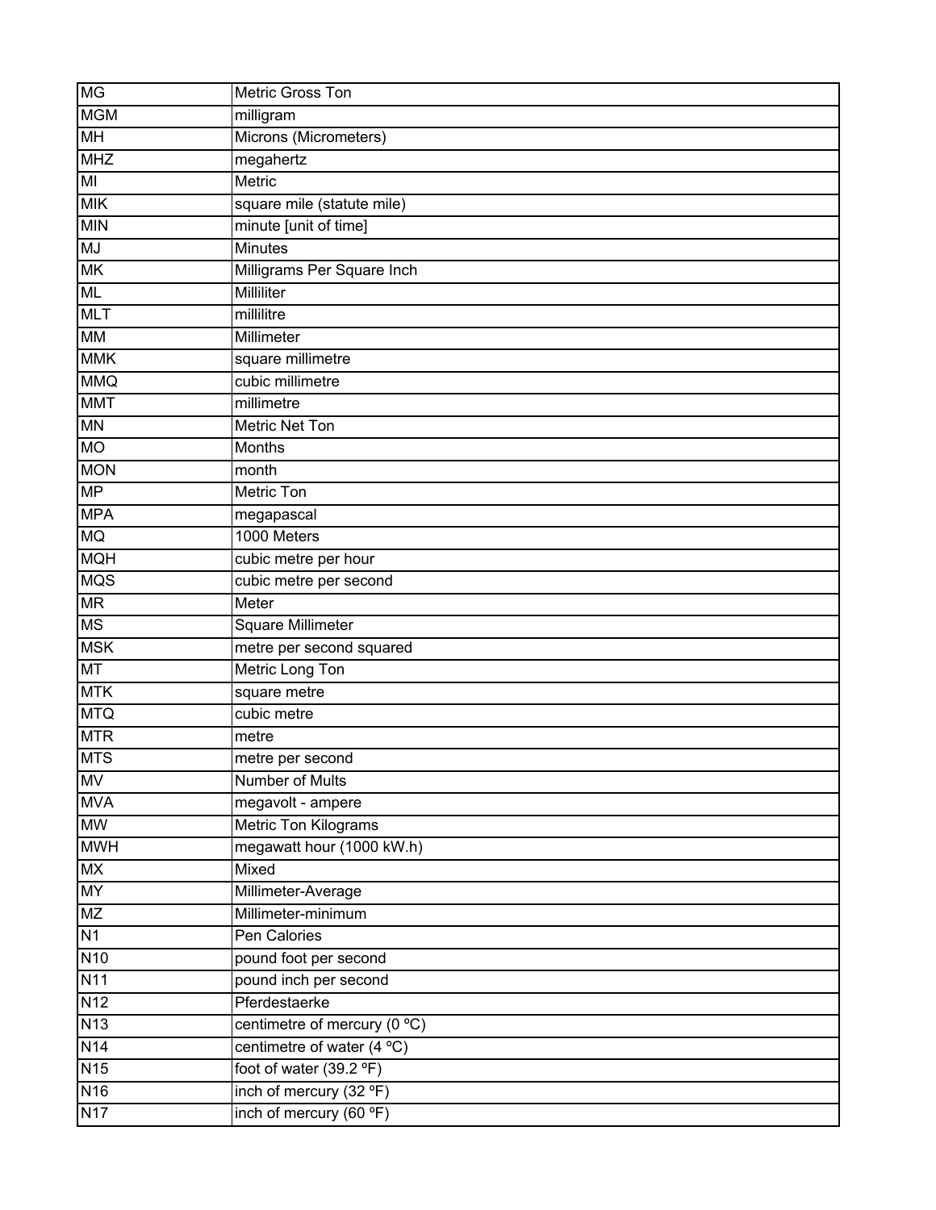| MG | Metric Gross Ton |
|---|---|
| MGM | milligram |
| MH | Microns (Micrometers) |
| MHZ | megahertz |
| MI | Metric |
| MIK | square mile (statute mile) |
| MIN | minute [unit of time] |
| MJ | Minutes |
| MK | Milligrams Per Square Inch |
| ML | Milliliter |
| MLT | millilitre |
| MM | Millimeter |
| MMK | square millimetre |
| MMQ | cubic millimetre |
| MMT | millimetre |
| MN | Metric Net Ton |
| MO | Months |
| MON | month |
| MP | Metric Ton |
| MPA | megapascal |
| MQ | 1000 Meters |
| MQH | cubic metre per hour |
| MQS | cubic metre per second |
| MR | Meter |
| MS | Square Millimeter |
| MSK | metre per second squared |
| MT | Metric Long Ton |
| MTK | square metre |
| MTQ | cubic metre |
| MTR | metre |
| MTS | metre per second |
| MV | Number of Mults |
| MVA | megavolt - ampere |
| MW | Metric Ton Kilograms |
| MWH | megawatt hour (1000 kW.h) |
| MX | Mixed |
| MY | Millimeter-Average |
| MZ | Millimeter-minimum |
| N1 | Pen Calories |
| N10 | pound foot per second |
| N11 | pound inch per second |
| N12 | Pferdestaerke |
| N13 | centimetre of mercury (0 ºC) |
| N14 | centimetre of water (4 ºC) |
| N15 | foot of water (39.2 ºF) |
| N16 | inch of mercury (32 ºF) |
| N17 | inch of mercury (60 ºF) |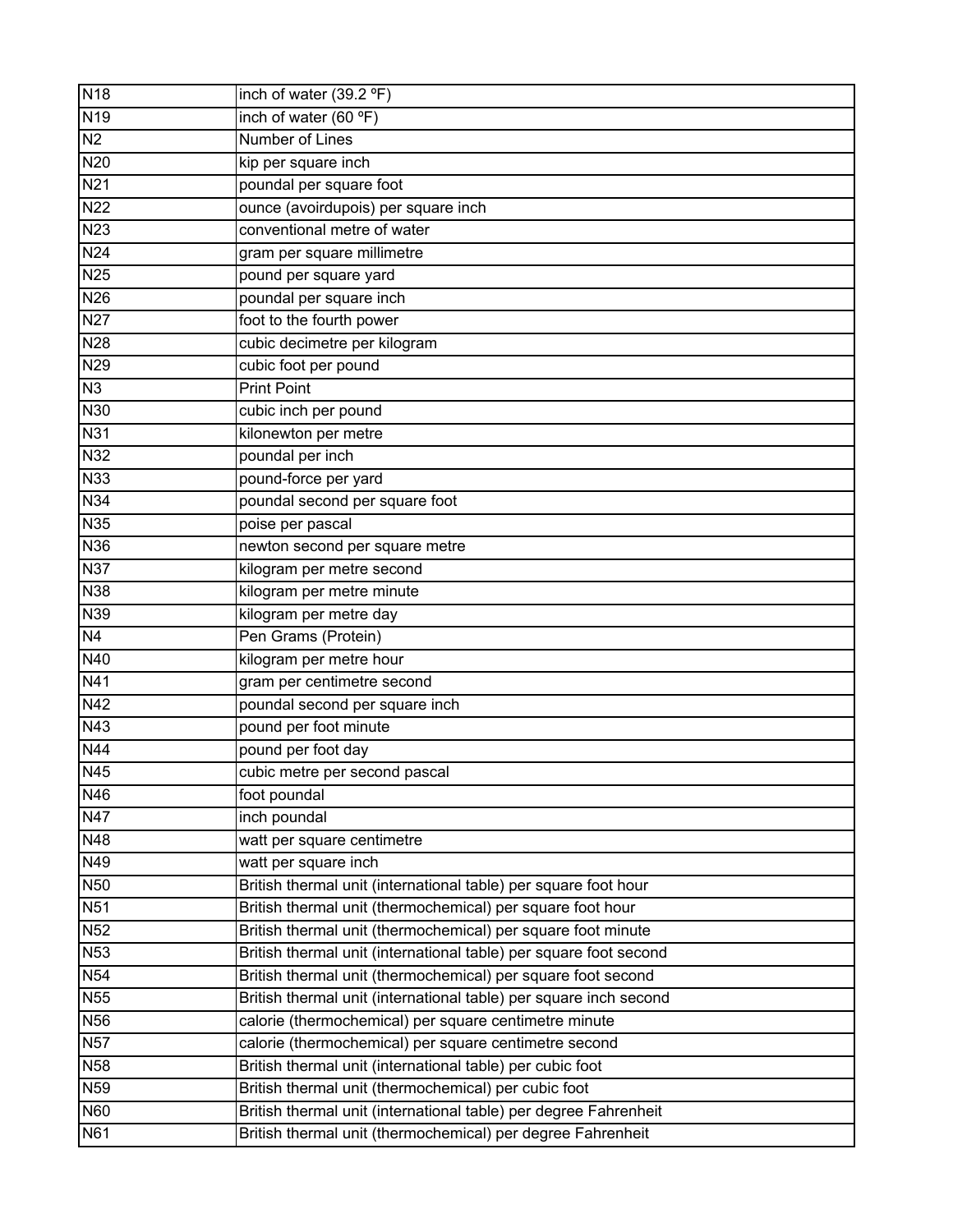| N18 | inch of water (39.2 ºF) |
|---|---|
| N19 | inch of water (60 ºF) |
| N2 | Number of Lines |
| N20 | kip per square inch |
| N21 | poundal per square foot |
| N22 | ounce (avoirdupois) per square inch |
| N23 | conventional metre of water |
| N24 | gram per square millimetre |
| N25 | pound per square yard |
| N26 | poundal per square inch |
| N27 | foot to the fourth power |
| N28 | cubic decimetre per kilogram |
| N29 | cubic foot per pound |
| N3 | Print Point |
| N30 | cubic inch per pound |
| N31 | kilonewton per metre |
| N32 | poundal per inch |
| N33 | pound-force per yard |
| N34 | poundal second per square foot |
| N35 | poise per pascal |
| N36 | newton second per square metre |
| N37 | kilogram per metre second |
| N38 | kilogram per metre minute |
| N39 | kilogram per metre day |
| N4 | Pen Grams (Protein) |
| N40 | kilogram per metre hour |
| N41 | gram per centimetre second |
| N42 | poundal second per square inch |
| N43 | pound per foot minute |
| N44 | pound per foot day |
| N45 | cubic metre per second pascal |
| N46 | foot poundal |
| N47 | inch poundal |
| N48 | watt per square centimetre |
| N49 | watt per square inch |
| N50 | British thermal unit (international table) per square foot hour |
| N51 | British thermal unit (thermochemical) per square foot hour |
| N52 | British thermal unit (thermochemical) per square foot minute |
| N53 | British thermal unit (international table) per square foot second |
| N54 | British thermal unit (thermochemical) per square foot second |
| N55 | British thermal unit (international table) per square inch second |
| N56 | calorie (thermochemical) per square centimetre minute |
| N57 | calorie (thermochemical) per square centimetre second |
| N58 | British thermal unit (international table) per cubic foot |
| N59 | British thermal unit (thermochemical) per cubic foot |
| N60 | British thermal unit (international table) per degree Fahrenheit |
| N61 | British thermal unit (thermochemical) per degree Fahrenheit |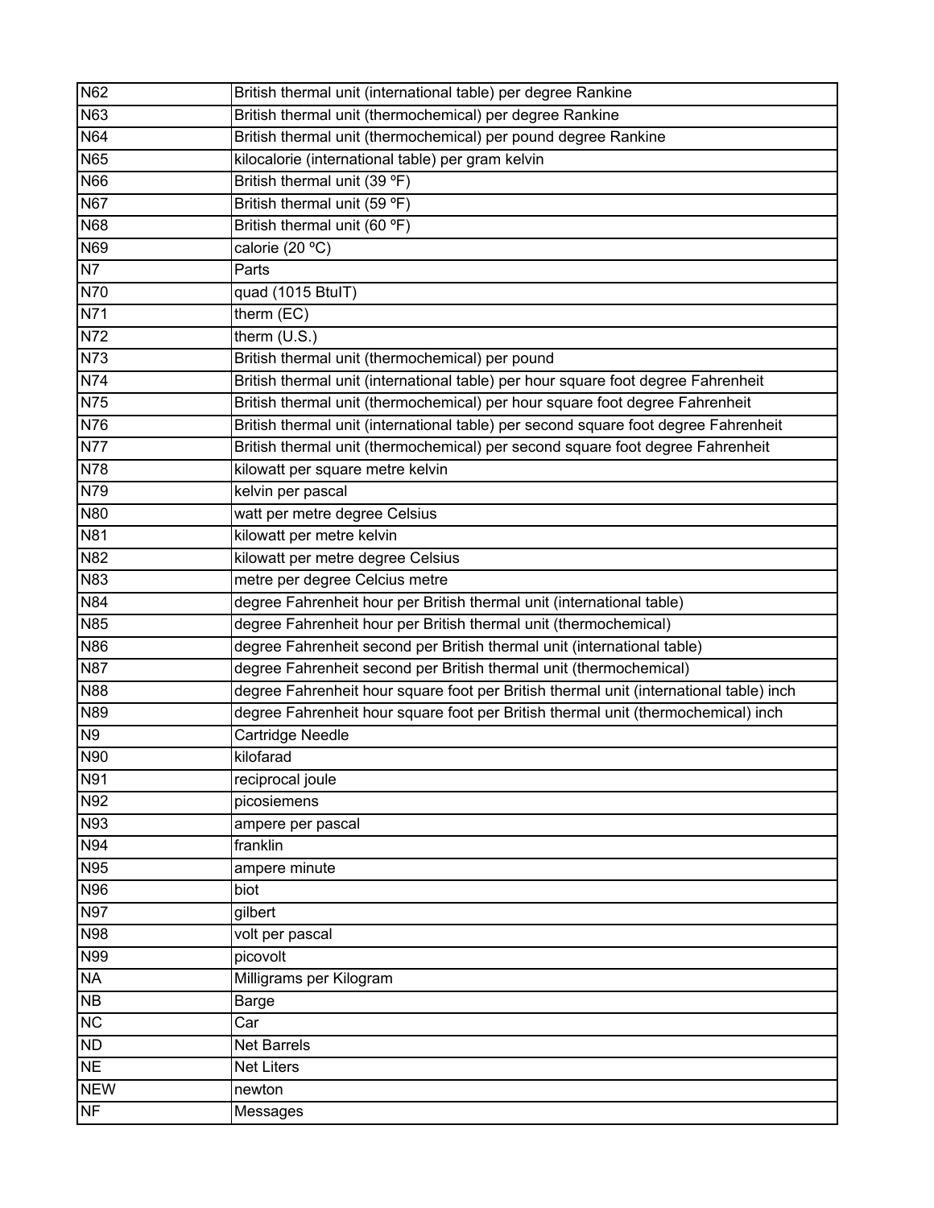| | |
|---|---|
| N62 | British thermal unit (international table) per degree Rankine |
| N63 | British thermal unit (thermochemical) per degree Rankine |
| N64 | British thermal unit (thermochemical) per pound degree Rankine |
| N65 | kilocalorie (international table) per gram kelvin |
| N66 | British thermal unit (39 ºF) |
| N67 | British thermal unit (59 ºF) |
| N68 | British thermal unit (60 ºF) |
| N69 | calorie (20 ºC) |
| N7 | Parts |
| N70 | quad (1015 BtuIT) |
| N71 | therm (EC) |
| N72 | therm (U.S.) |
| N73 | British thermal unit (thermochemical) per pound |
| N74 | British thermal unit (international table) per hour square foot degree Fahrenheit |
| N75 | British thermal unit (thermochemical) per hour square foot degree Fahrenheit |
| N76 | British thermal unit (international table) per second square foot degree Fahrenheit |
| N77 | British thermal unit (thermochemical) per second square foot degree Fahrenheit |
| N78 | kilowatt per square metre kelvin |
| N79 | kelvin per pascal |
| N80 | watt per metre degree Celsius |
| N81 | kilowatt per metre kelvin |
| N82 | kilowatt per metre degree Celsius |
| N83 | metre per degree Celcius metre |
| N84 | degree Fahrenheit hour per British thermal unit (international table) |
| N85 | degree Fahrenheit hour per British thermal unit (thermochemical) |
| N86 | degree Fahrenheit second per British thermal unit (international table) |
| N87 | degree Fahrenheit second per British thermal unit (thermochemical) |
| N88 | degree Fahrenheit hour square foot per British thermal unit (international table) inch |
| N89 | degree Fahrenheit hour square foot per British thermal unit (thermochemical) inch |
| N9 | Cartridge Needle |
| N90 | kilofarad |
| N91 | reciprocal joule |
| N92 | picosiemens |
| N93 | ampere per pascal |
| N94 | franklin |
| N95 | ampere minute |
| N96 | biot |
| N97 | gilbert |
| N98 | volt per pascal |
| N99 | picovolt |
| NA | Milligrams per Kilogram |
| NB | Barge |
| NC | Car |
| ND | Net Barrels |
| NE | Net Liters |
| NEW | newton |
| NF | Messages |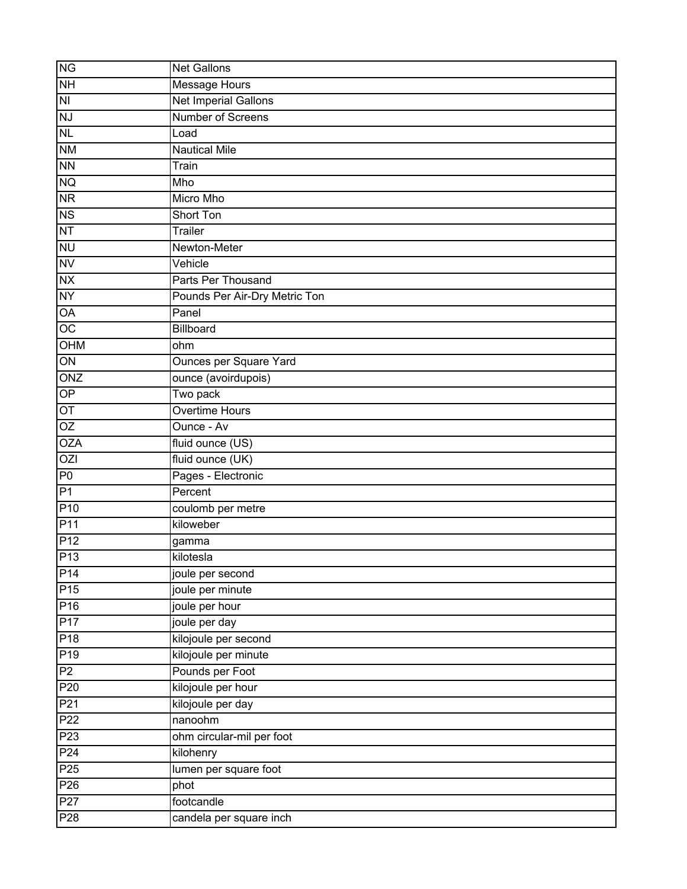| | |
|---|---|
| NG | Net Gallons |
| NH | Message Hours |
| NI | Net Imperial Gallons |
| NJ | Number of Screens |
| NL | Load |
| NM | Nautical Mile |
| NN | Train |
| NQ | Mho |
| NR | Micro Mho |
| NS | Short Ton |
| NT | Trailer |
| NU | Newton-Meter |
| NV | Vehicle |
| NX | Parts Per Thousand |
| NY | Pounds Per Air-Dry Metric Ton |
| OA | Panel |
| OC | Billboard |
| OHM | ohm |
| ON | Ounces per Square Yard |
| ONZ | ounce (avoirdupois) |
| OP | Two pack |
| OT | Overtime Hours |
| OZ | Ounce - Av |
| OZA | fluid ounce (US) |
| OZI | fluid ounce (UK) |
| P0 | Pages - Electronic |
| P1 | Percent |
| P10 | coulomb per metre |
| P11 | kiloweber |
| P12 | gamma |
| P13 | kilotesla |
| P14 | joule per second |
| P15 | joule per minute |
| P16 | joule per hour |
| P17 | joule per day |
| P18 | kilojoule per second |
| P19 | kilojoule per minute |
| P2 | Pounds per Foot |
| P20 | kilojoule per hour |
| P21 | kilojoule per day |
| P22 | nanoohm |
| P23 | ohm circular-mil per foot |
| P24 | kilohenry |
| P25 | lumen per square foot |
| P26 | phot |
| P27 | footcandle |
| P28 | candela per square inch |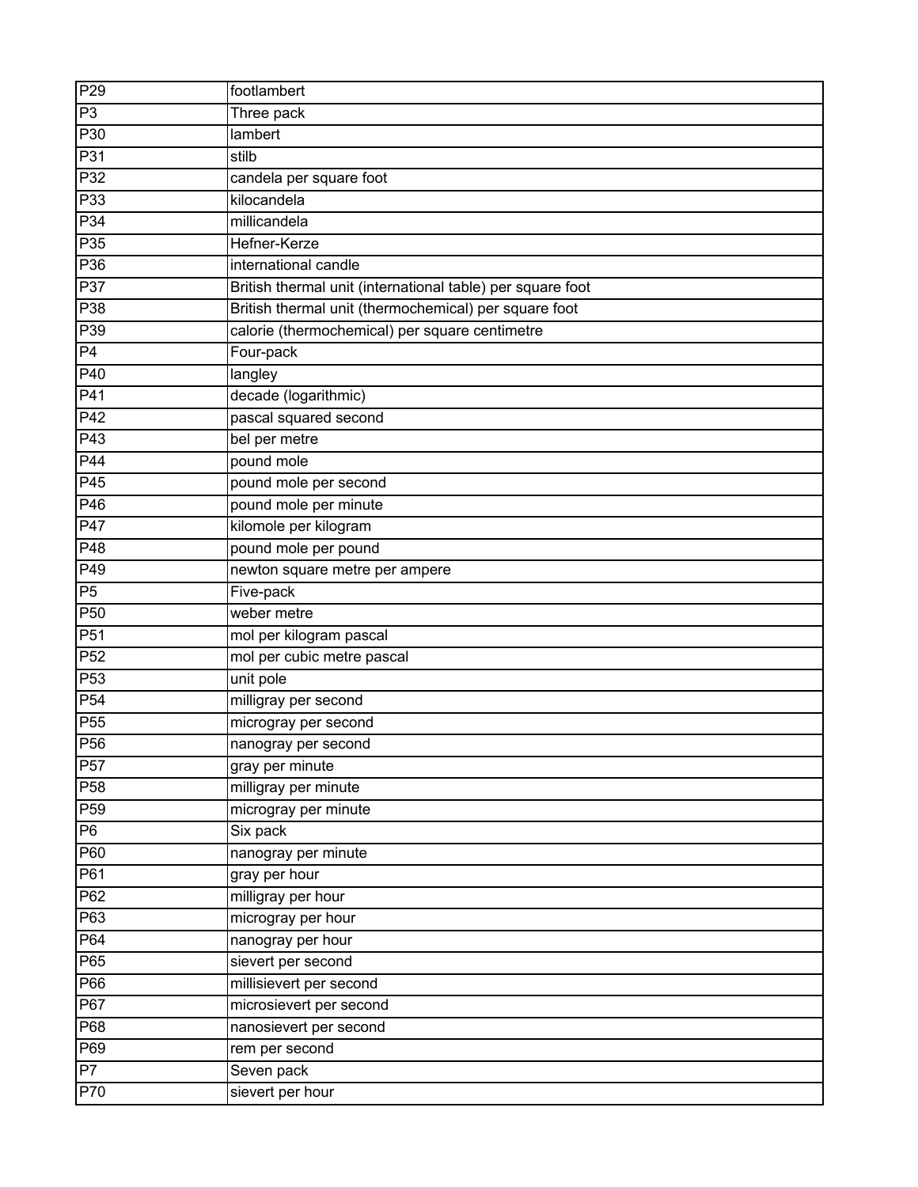| | |
|---|---|
| P29 | footlambert |
| P3 | Three pack |
| P30 | lambert |
| P31 | stilb |
| P32 | candela per square foot |
| P33 | kilocandela |
| P34 | millicandela |
| P35 | Hefner-Kerze |
| P36 | international candle |
| P37 | British thermal unit (international table) per square foot |
| P38 | British thermal unit (thermochemical) per square foot |
| P39 | calorie (thermochemical) per square centimetre |
| P4 | Four-pack |
| P40 | langley |
| P41 | decade (logarithmic) |
| P42 | pascal squared second |
| P43 | bel per metre |
| P44 | pound mole |
| P45 | pound mole per second |
| P46 | pound mole per minute |
| P47 | kilomole per kilogram |
| P48 | pound mole per pound |
| P49 | newton square metre per ampere |
| P5 | Five-pack |
| P50 | weber metre |
| P51 | mol per kilogram pascal |
| P52 | mol per cubic metre pascal |
| P53 | unit pole |
| P54 | milligray per second |
| P55 | microgray per second |
| P56 | nanogray per second |
| P57 | gray per minute |
| P58 | milligray per minute |
| P59 | microgray per minute |
| P6 | Six pack |
| P60 | nanogray per minute |
| P61 | gray per hour |
| P62 | milligray per hour |
| P63 | microgray per hour |
| P64 | nanogray per hour |
| P65 | sievert per second |
| P66 | millisievert per second |
| P67 | microsievert per second |
| P68 | nanosievert per second |
| P69 | rem per second |
| P7 | Seven pack |
| P70 | sievert per hour |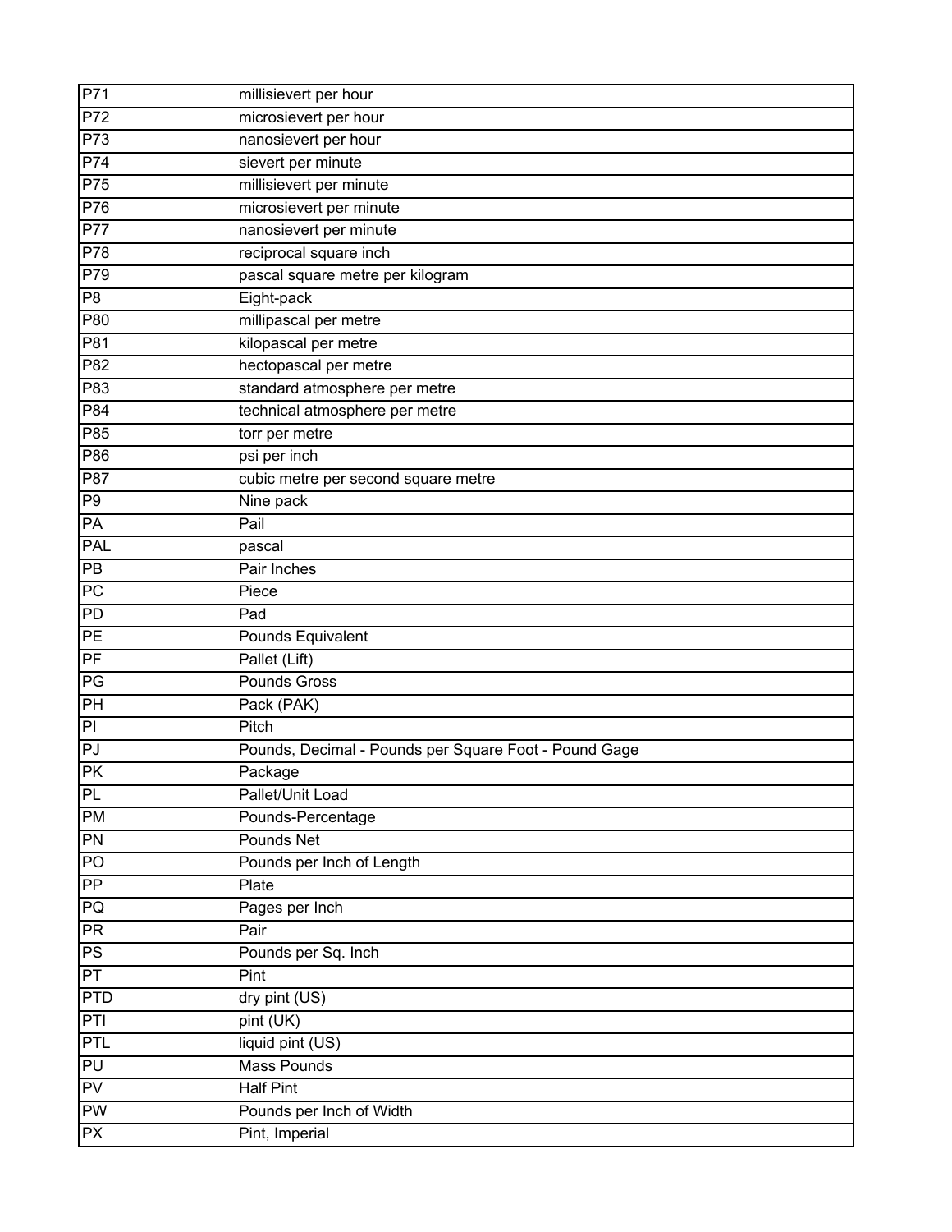| | |
|---|---|
| P71 | millisievert per hour |
| P72 | microsievert per hour |
| P73 | nanosievert per hour |
| P74 | sievert per minute |
| P75 | millisievert per minute |
| P76 | microsievert per minute |
| P77 | nanosievert per minute |
| P78 | reciprocal square inch |
| P79 | pascal square metre per kilogram |
| P8 | Eight-pack |
| P80 | millipascal per metre |
| P81 | kilopascal per metre |
| P82 | hectopascal per metre |
| P83 | standard atmosphere per metre |
| P84 | technical atmosphere per metre |
| P85 | torr per metre |
| P86 | psi per inch |
| P87 | cubic metre per second square metre |
| P9 | Nine pack |
| PA | Pail |
| PAL | pascal |
| PB | Pair Inches |
| PC | Piece |
| PD | Pad |
| PE | Pounds Equivalent |
| PF | Pallet (Lift) |
| PG | Pounds Gross |
| PH | Pack (PAK) |
| PI | Pitch |
| PJ | Pounds, Decimal - Pounds per Square Foot - Pound Gage |
| PK | Package |
| PL | Pallet/Unit Load |
| PM | Pounds-Percentage |
| PN | Pounds Net |
| PO | Pounds per Inch of Length |
| PP | Plate |
| PQ | Pages per Inch |
| PR | Pair |
| PS | Pounds per Sq. Inch |
| PT | Pint |
| PTD | dry pint (US) |
| PTI | pint (UK) |
| PTL | liquid pint (US) |
| PU | Mass Pounds |
| PV | Half Pint |
| PW | Pounds per Inch of Width |
| PX | Pint, Imperial |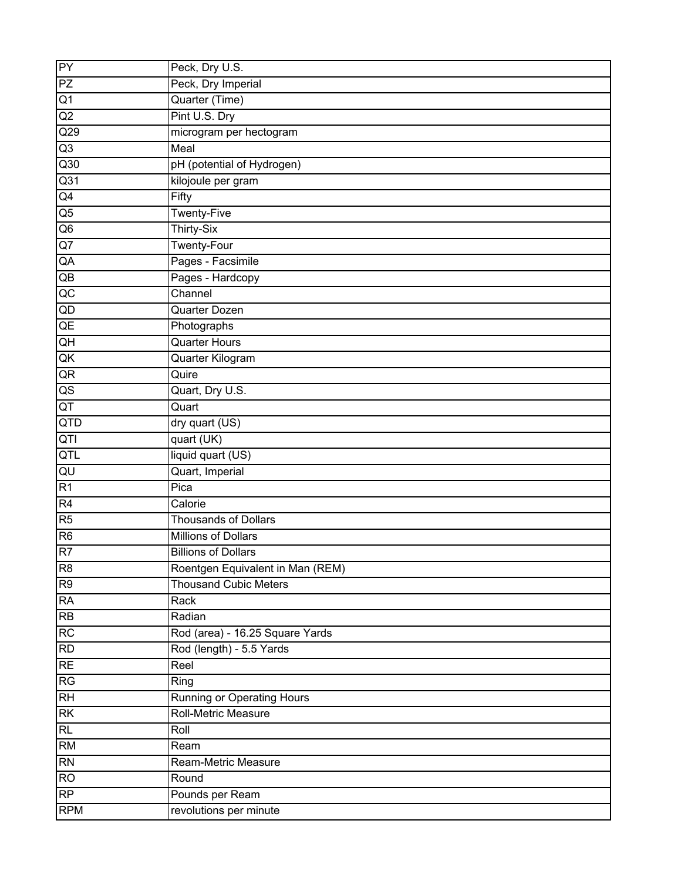| PY | Peck, Dry U.S. |
|---|---|
| PZ | Peck, Dry Imperial |
| Q1 | Quarter (Time) |
| Q2 | Pint U.S. Dry |
| Q29 | microgram per hectogram |
| Q3 | Meal |
| Q30 | pH (potential of Hydrogen) |
| Q31 | kilojoule per gram |
| Q4 | Fifty |
| Q5 | Twenty-Five |
| Q6 | Thirty-Six |
| Q7 | Twenty-Four |
| QA | Pages - Facsimile |
| QB | Pages - Hardcopy |
| QC | Channel |
| QD | Quarter Dozen |
| QE | Photographs |
| QH | Quarter Hours |
| QK | Quarter Kilogram |
| QR | Quire |
| QS | Quart, Dry U.S. |
| QT | Quart |
| QTD | dry quart (US) |
| QTI | quart (UK) |
| QTL | liquid quart (US) |
| QU | Quart, Imperial |
| R1 | Pica |
| R4 | Calorie |
| R5 | Thousands of Dollars |
| R6 | Millions of Dollars |
| R7 | Billions of Dollars |
| R8 | Roentgen Equivalent in Man (REM) |
| R9 | Thousand Cubic Meters |
| RA | Rack |
| RB | Radian |
| RC | Rod (area) - 16.25 Square Yards |
| RD | Rod (length) - 5.5 Yards |
| RE | Reel |
| RG | Ring |
| RH | Running or Operating Hours |
| RK | Roll-Metric Measure |
| RL | Roll |
| RM | Ream |
| RN | Ream-Metric Measure |
| RO | Round |
| RP | Pounds per Ream |
| RPM | revolutions per minute |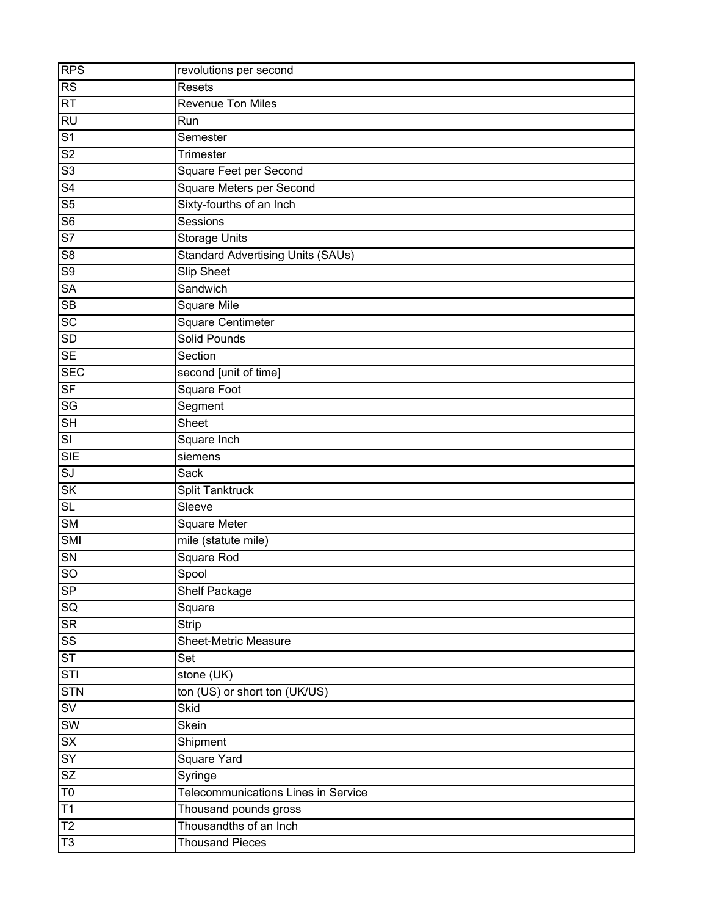| RPS | revolutions per second |
|---|---|
| RS | Resets |
| RT | Revenue Ton Miles |
| RU | Run |
| S1 | Semester |
| S2 | Trimester |
| S3 | Square Feet per Second |
| S4 | Square Meters per Second |
| S5 | Sixty-fourths of an Inch |
| S6 | Sessions |
| S7 | Storage Units |
| S8 | Standard Advertising Units (SAUs) |
| S9 | Slip Sheet |
| SA | Sandwich |
| SB | Square Mile |
| SC | Square Centimeter |
| SD | Solid Pounds |
| SE | Section |
| SEC | second [unit of time] |
| SF | Square Foot |
| SG | Segment |
| SH | Sheet |
| SI | Square Inch |
| SIE | siemens |
| SJ | Sack |
| SK | Split Tanktruck |
| SL | Sleeve |
| SM | Square Meter |
| SMI | mile (statute mile) |
| SN | Square Rod |
| SO | Spool |
| SP | Shelf Package |
| SQ | Square |
| SR | Strip |
| SS | Sheet-Metric Measure |
| ST | Set |
| STI | stone (UK) |
| STN | ton (US) or short ton (UK/US) |
| SV | Skid |
| SW | Skein |
| SX | Shipment |
| SY | Square Yard |
| SZ | Syringe |
| T0 | Telecommunications Lines in Service |
| T1 | Thousand pounds gross |
| T2 | Thousandths of an Inch |
| T3 | Thousand Pieces |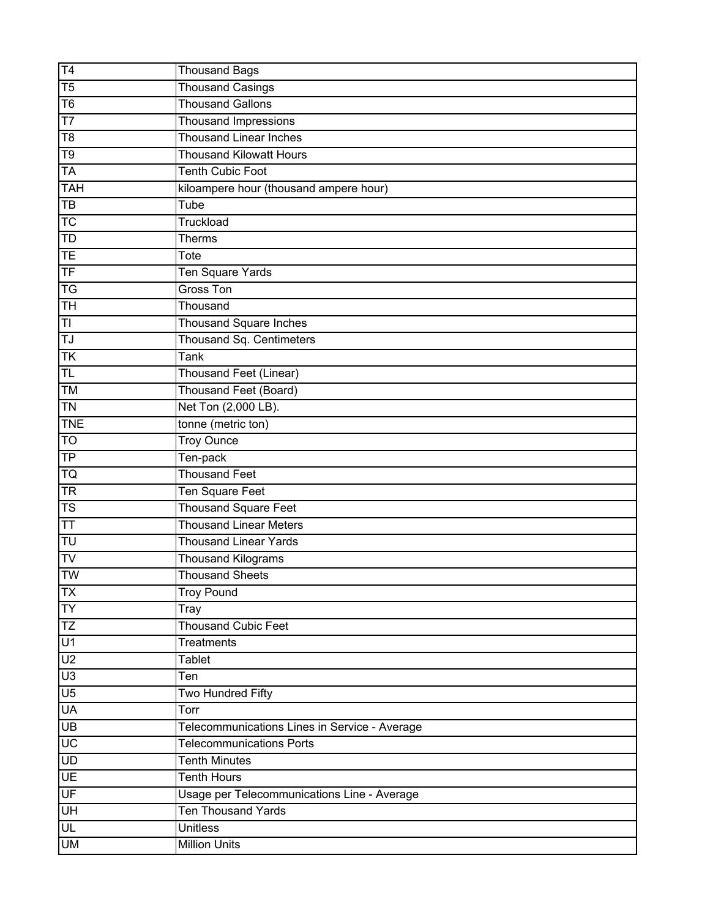| | |
|---|---|
| T4 | Thousand Bags |
| T5 | Thousand Casings |
| T6 | Thousand Gallons |
| T7 | Thousand Impressions |
| T8 | Thousand Linear Inches |
| T9 | Thousand Kilowatt Hours |
| TA | Tenth Cubic Foot |
| TAH | kiloampere hour (thousand ampere hour) |
| TB | Tube |
| TC | Truckload |
| TD | Therms |
| TE | Tote |
| TF | Ten Square Yards |
| TG | Gross Ton |
| TH | Thousand |
| TI | Thousand Square Inches |
| TJ | Thousand Sq. Centimeters |
| TK | Tank |
| TL | Thousand Feet (Linear) |
| TM | Thousand Feet (Board) |
| TN | Net Ton (2,000 LB). |
| TNE | tonne (metric ton) |
| TO | Troy Ounce |
| TP | Ten-pack |
| TQ | Thousand Feet |
| TR | Ten Square Feet |
| TS | Thousand Square Feet |
| TT | Thousand Linear Meters |
| TU | Thousand Linear Yards |
| TV | Thousand Kilograms |
| TW | Thousand Sheets |
| TX | Troy Pound |
| TY | Tray |
| TZ | Thousand Cubic Feet |
| U1 | Treatments |
| U2 | Tablet |
| U3 | Ten |
| U5 | Two Hundred Fifty |
| UA | Torr |
| UB | Telecommunications Lines in Service - Average |
| UC | Telecommunications Ports |
| UD | Tenth Minutes |
| UE | Tenth Hours |
| UF | Usage per Telecommunications Line - Average |
| UH | Ten Thousand Yards |
| UL | Unitless |
| UM | Million Units |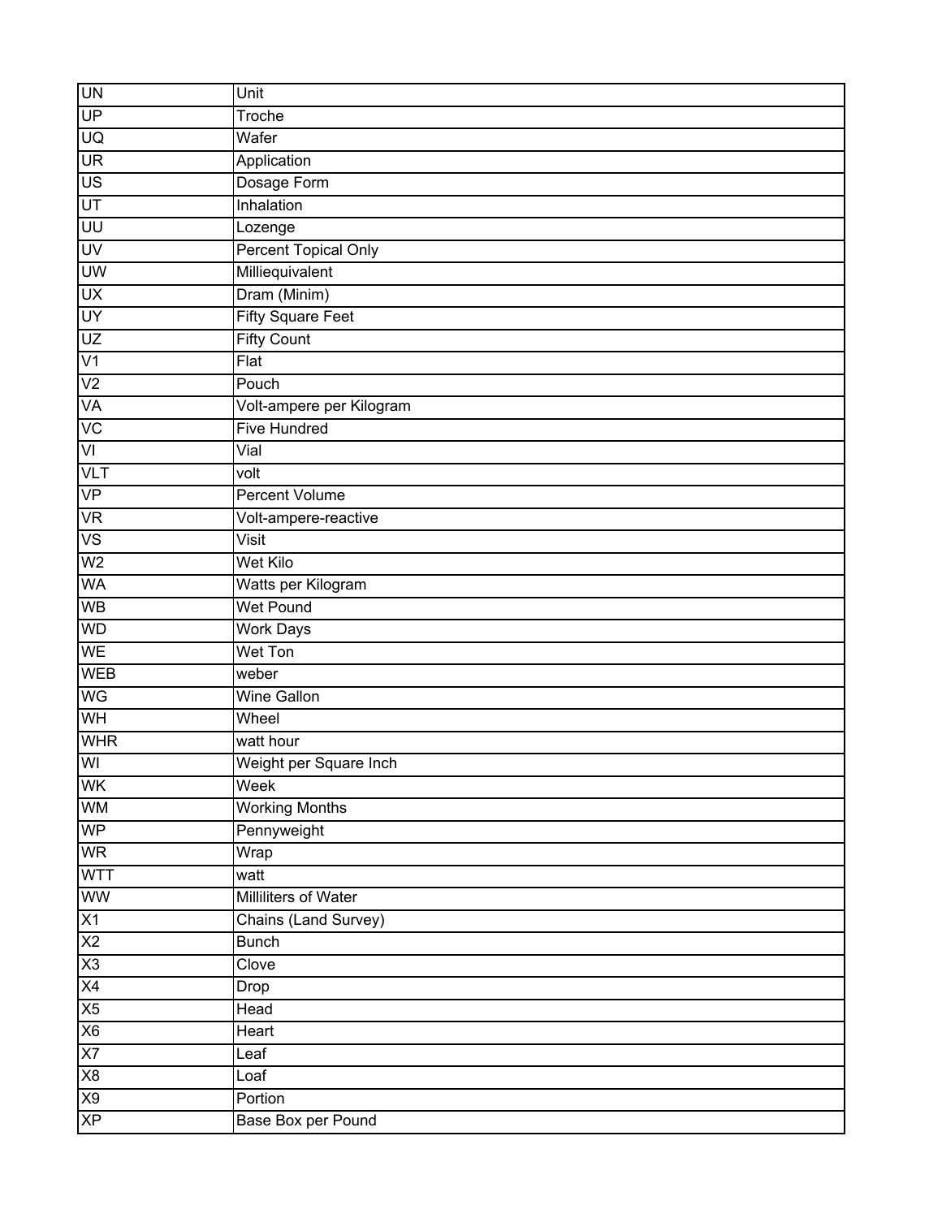| UN | Unit |
|---|---|
| UP | Troche |
| UQ | Wafer |
| UR | Application |
| US | Dosage Form |
| UT | Inhalation |
| UU | Lozenge |
| UV | Percent Topical Only |
| UW | Milliequivalent |
| UX | Dram (Minim) |
| UY | Fifty Square Feet |
| UZ | Fifty Count |
| V1 | Flat |
| V2 | Pouch |
| VA | Volt-ampere per Kilogram |
| VC | Five Hundred |
| VI | Vial |
| VLT | volt |
| VP | Percent Volume |
| VR | Volt-ampere-reactive |
| VS | Visit |
| W2 | Wet Kilo |
| WA | Watts per Kilogram |
| WB | Wet Pound |
| WD | Work Days |
| WE | Wet Ton |
| WEB | weber |
| WG | Wine Gallon |
| WH | Wheel |
| WHR | watt hour |
| WI | Weight per Square Inch |
| WK | Week |
| WM | Working Months |
| WP | Pennyweight |
| WR | Wrap |
| WTT | watt |
| WW | Milliliters of Water |
| X1 | Chains (Land Survey) |
| X2 | Bunch |
| X3 | Clove |
| X4 | Drop |
| X5 | Head |
| X6 | Heart |
| X7 | Leaf |
| X8 | Loaf |
| X9 | Portion |
| XP | Base Box per Pound |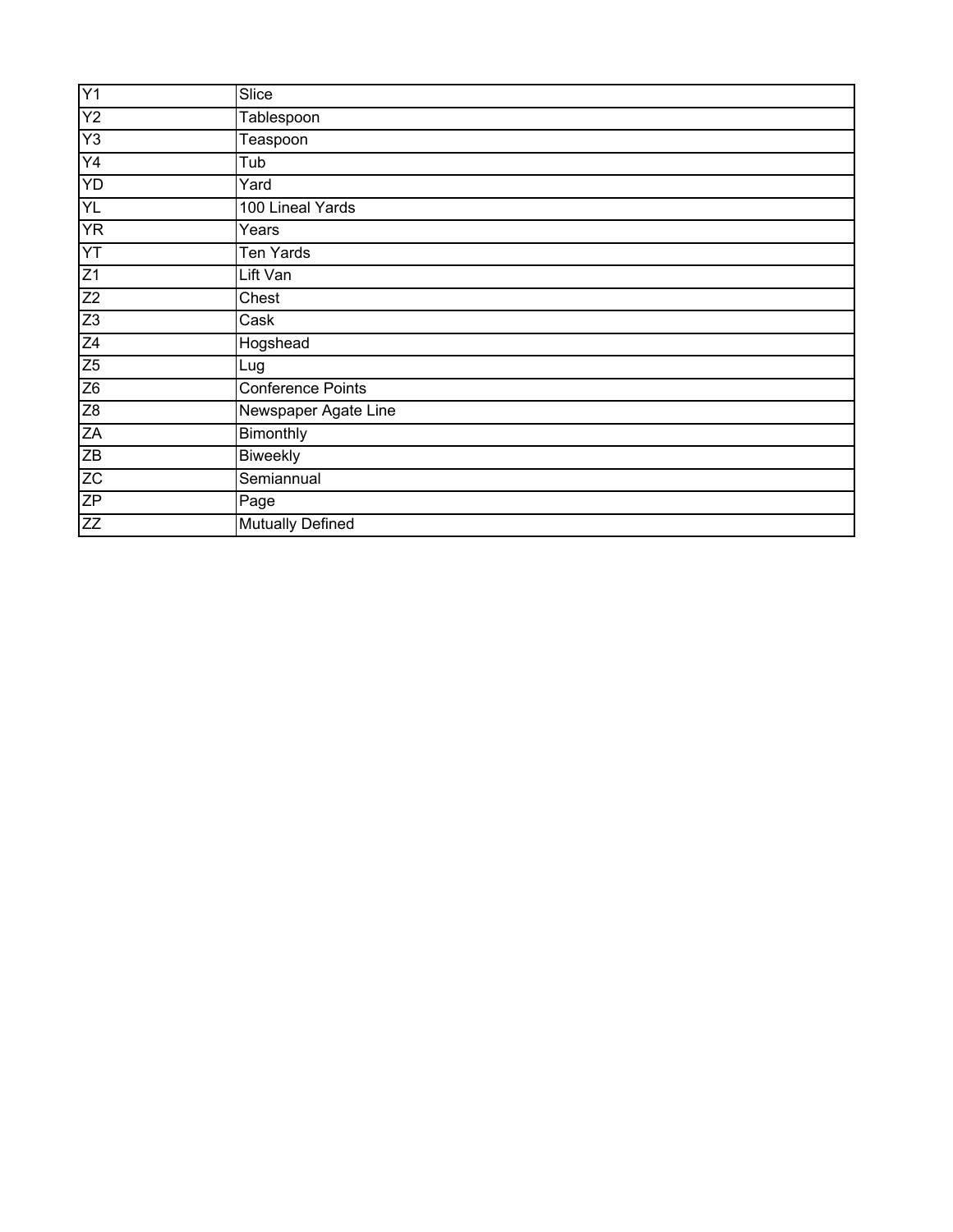| | |
|---|---|
| Y1 | Slice |
| Y2 | Tablespoon |
| Y3 | Teaspoon |
| Y4 | Tub |
| YD | Yard |
| YL | 100 Lineal Yards |
| YR | Years |
| YT | Ten Yards |
| Z1 | Lift Van |
| Z2 | Chest |
| Z3 | Cask |
| Z4 | Hogshead |
| Z5 | Lug |
| Z6 | Conference Points |
| Z8 | Newspaper Agate Line |
| ZA | Bimonthly |
| ZB | Biweekly |
| ZC | Semiannual |
| ZP | Page |
| ZZ | Mutually Defined |